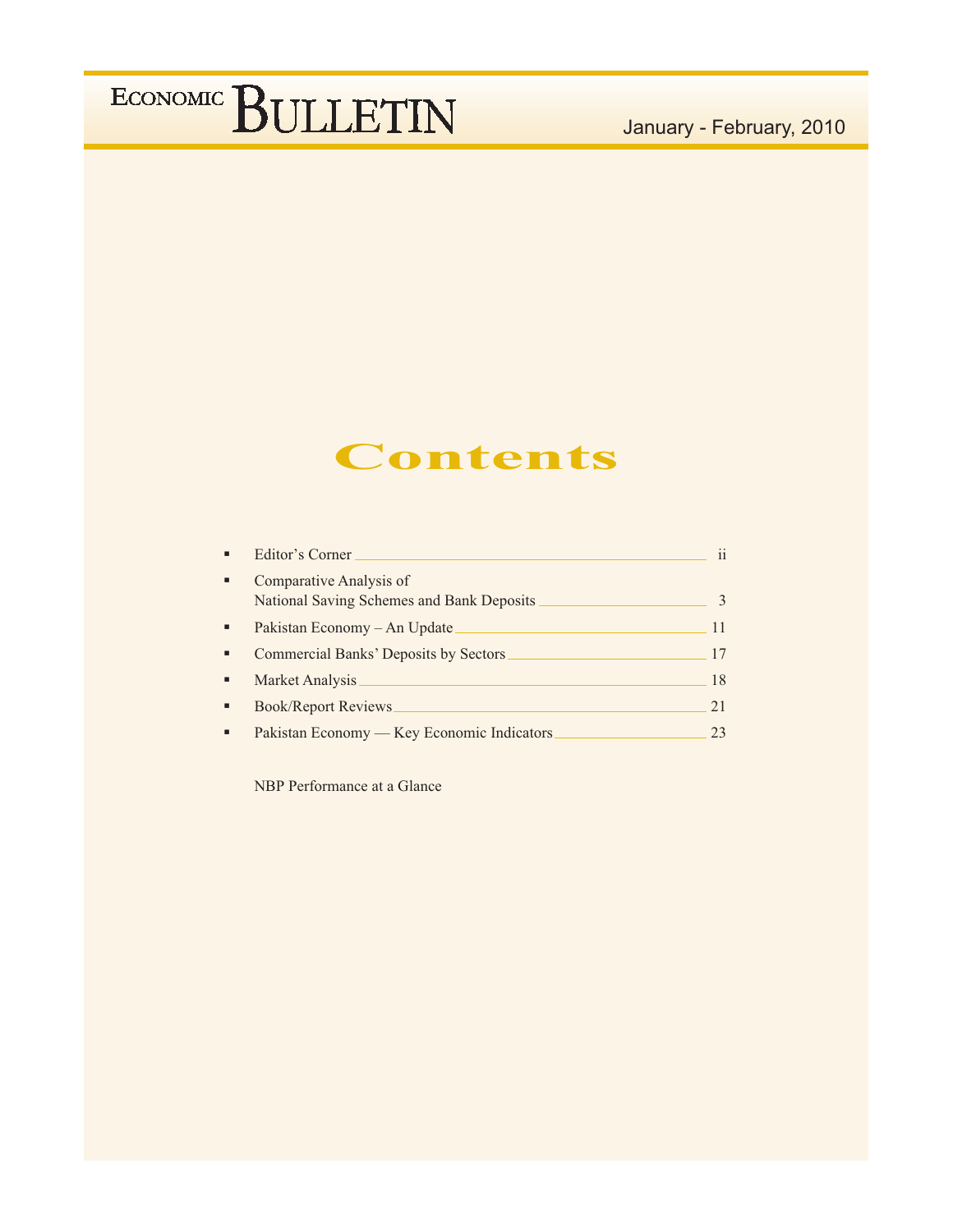# ECONOMIC BULLETIN

January - February, 2010

## Contents

- Editor's Corner ________ ii
- Comparative Analysis of National Saving Schemes and Bank Deposits ________ 3
- Pakistan Economy – An Update ________ 11
- Commercial Banks' Deposits by Sectors ________ 17
- Market Analysis ________ 18
- Book/Report Reviews ________ 21
- Pakistan Economy — Key Economic Indicators ________ 23

NBP Performance at a Glance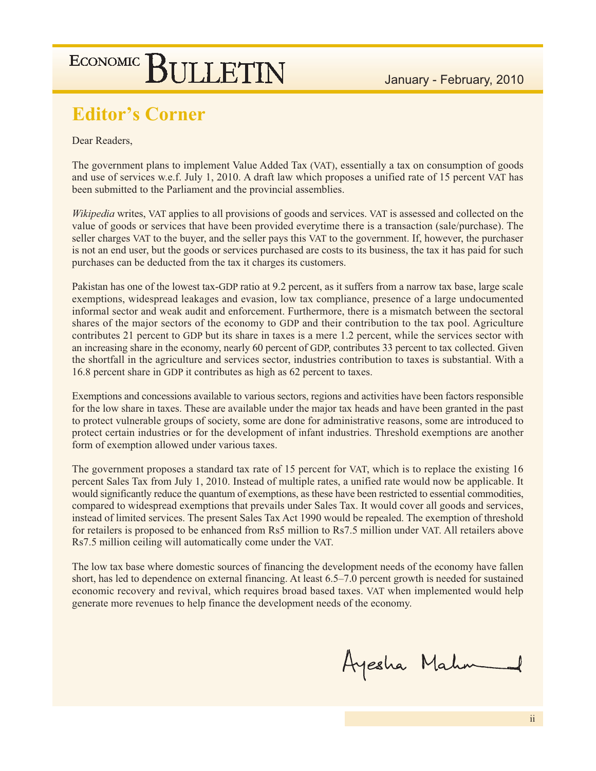# Editor's Corner

Dear Readers,

The government plans to implement Value Added Tax (VAT), essentially a tax on consumption of goods and use of services w.e.f. July 1, 2010. A draft law which proposes a unified rate of 15 percent VAT has been submitted to the Parliament and the provincial assemblies.

*Wikipedia* writes, VAT applies to all provisions of goods and services. VAT is assessed and collected on the value of goods or services that have been provided everytime there is a transaction (sale/purchase). The seller charges VAT to the buyer, and the seller pays this VAT to the government. If, however, the purchaser is not an end user, but the goods or services purchased are costs to its business, the tax it has paid for such purchases can be deducted from the tax it charges its customers.

Pakistan has one of the lowest tax-GDP ratio at 9.2 percent, as it suffers from a narrow tax base, large scale exemptions, widespread leakages and evasion, low tax compliance, presence of a large undocumented informal sector and weak audit and enforcement. Furthermore, there is a mismatch between the sectoral shares of the major sectors of the economy to GDP and their contribution to the tax pool. Agriculture contributes 21 percent to GDP but its share in taxes is a mere 1.2 percent, while the services sector with an increasing share in the economy, nearly 60 percent of GDP, contributes 33 percent to tax collected. Given the shortfall in the agriculture and services sector, industries contribution to taxes is substantial. With a 16.8 percent share in GDP it contributes as high as 62 percent to taxes.

Exemptions and concessions available to various sectors, regions and activities have been factors responsible for the low share in taxes. These are available under the major tax heads and have been granted in the past to protect vulnerable groups of society, some are done for administrative reasons, some are introduced to protect certain industries or for the development of infant industries. Threshold exemptions are another form of exemption allowed under various taxes.

The government proposes a standard tax rate of 15 percent for VAT, which is to replace the existing 16 percent Sales Tax from July 1, 2010. Instead of multiple rates, a unified rate would now be applicable. It would significantly reduce the quantum of exemptions, as these have been restricted to essential commodities, compared to widespread exemptions that prevails under Sales Tax. It would cover all goods and services, instead of limited services. The present Sales Tax Act 1990 would be repealed. The exemption of threshold for retailers is proposed to be enhanced from Rs5 million to Rs7.5 million under VAT. All retailers above Rs7.5 million ceiling will automatically come under the VAT.

The low tax base where domestic sources of financing the development needs of the economy have fallen short, has led to dependence on external financing. At least 6.5–7.0 percent growth is needed for sustained economic recovery and revival, which requires broad based taxes. VAT when implemented would help generate more revenues to help finance the development needs of the economy.

Ayesha Mahmud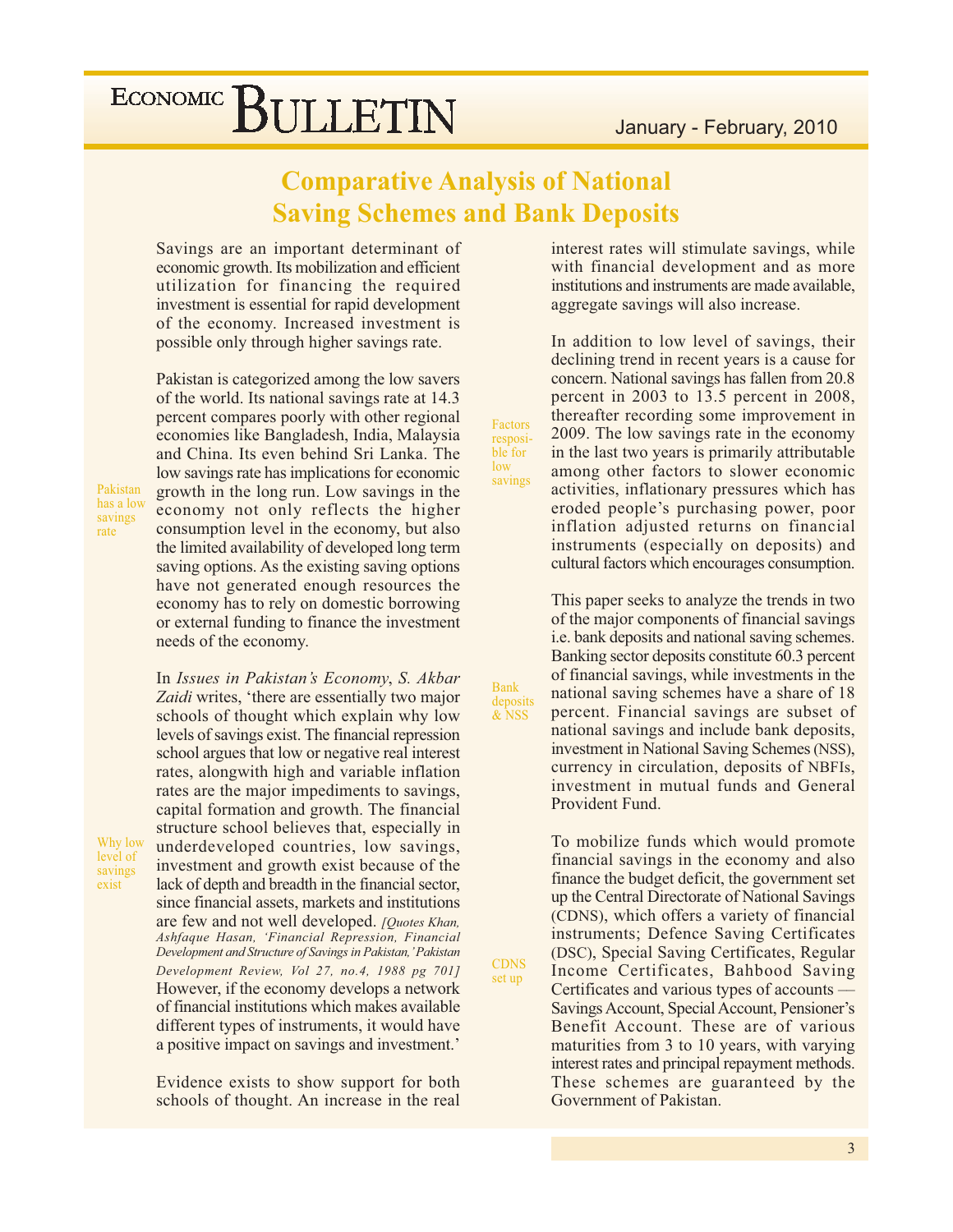# Comparative Analysis of National Saving Schemes and Bank Deposits

Savings are an important determinant of economic growth. Its mobilization and efficient utilization for financing the required investment is essential for rapid development of the economy. Increased investment is possible only through higher savings rate.

*Pakistan has a low savings rate*

Pakistan is categorized among the low savers of the world. Its national savings rate at 14.3 percent compares poorly with other regional economies like Bangladesh, India, Malaysia and China. Its even behind Sri Lanka. The low savings rate has implications for economic growth in the long run. Low savings in the economy not only reflects the higher consumption level in the economy, but also the limited availability of developed long term saving options. As the existing saving options have not generated enough resources the economy has to rely on domestic borrowing or external funding to finance the investment needs of the economy.

*Why low level of savings exist*

In *Issues in Pakistan's Economy*, *S. Akbar Zaidi* writes, 'there are essentially two major schools of thought which explain why low levels of savings exist. The financial repression school argues that low or negative real interest rates, alongwith high and variable inflation rates are the major impediments to savings, capital formation and growth. The financial structure school believes that, especially in underdeveloped countries, low savings, investment and growth exist because of the lack of depth and breadth in the financial sector, since financial assets, markets and institutions are few and not well developed. *[Quotes Khan, Ashfaque Hasan, 'Financial Repression, Financial Development and Structure of Savings in Pakistan,' Pakistan Development Review, Vol 27, no.4, 1988 pg 701]* However, if the economy develops a network of financial institutions which makes available different types of instruments, it would have a positive impact on savings and investment.'

Evidence exists to show support for both schools of thought. An increase in the real interest rates will stimulate savings, while with financial development and as more institutions and instruments are made available, aggregate savings will also increase.

*Factors responsible for low savings*

In addition to low level of savings, their declining trend in recent years is a cause for concern. National savings has fallen from 20.8 percent in 2003 to 13.5 percent in 2008, thereafter recording some improvement in 2009. The low savings rate in the economy in the last two years is primarily attributable among other factors to slower economic activities, inflationary pressures which has eroded people's purchasing power, poor inflation adjusted returns on financial instruments (especially on deposits) and cultural factors which encourages consumption.

*Bank deposits & NSS*

This paper seeks to analyze the trends in two of the major components of financial savings i.e. bank deposits and national saving schemes. Banking sector deposits constitute 60.3 percent of financial savings, while investments in the national saving schemes have a share of 18 percent. Financial savings are subset of national savings and include bank deposits, investment in National Saving Schemes (NSS), currency in circulation, deposits of NBFIs, investment in mutual funds and General Provident Fund.

*CDNS set up*

To mobilize funds which would promote financial savings in the economy and also finance the budget deficit, the government set up the Central Directorate of National Savings (CDNS), which offers a variety of financial instruments; Defence Saving Certificates (DSC), Special Saving Certificates, Regular Income Certificates, Bahbood Saving Certificates and various types of accounts — Savings Account, Special Account, Pensioner's Benefit Account. These are of various maturities from 3 to 10 years, with varying interest rates and principal repayment methods. These schemes are guaranteed by the Government of Pakistan.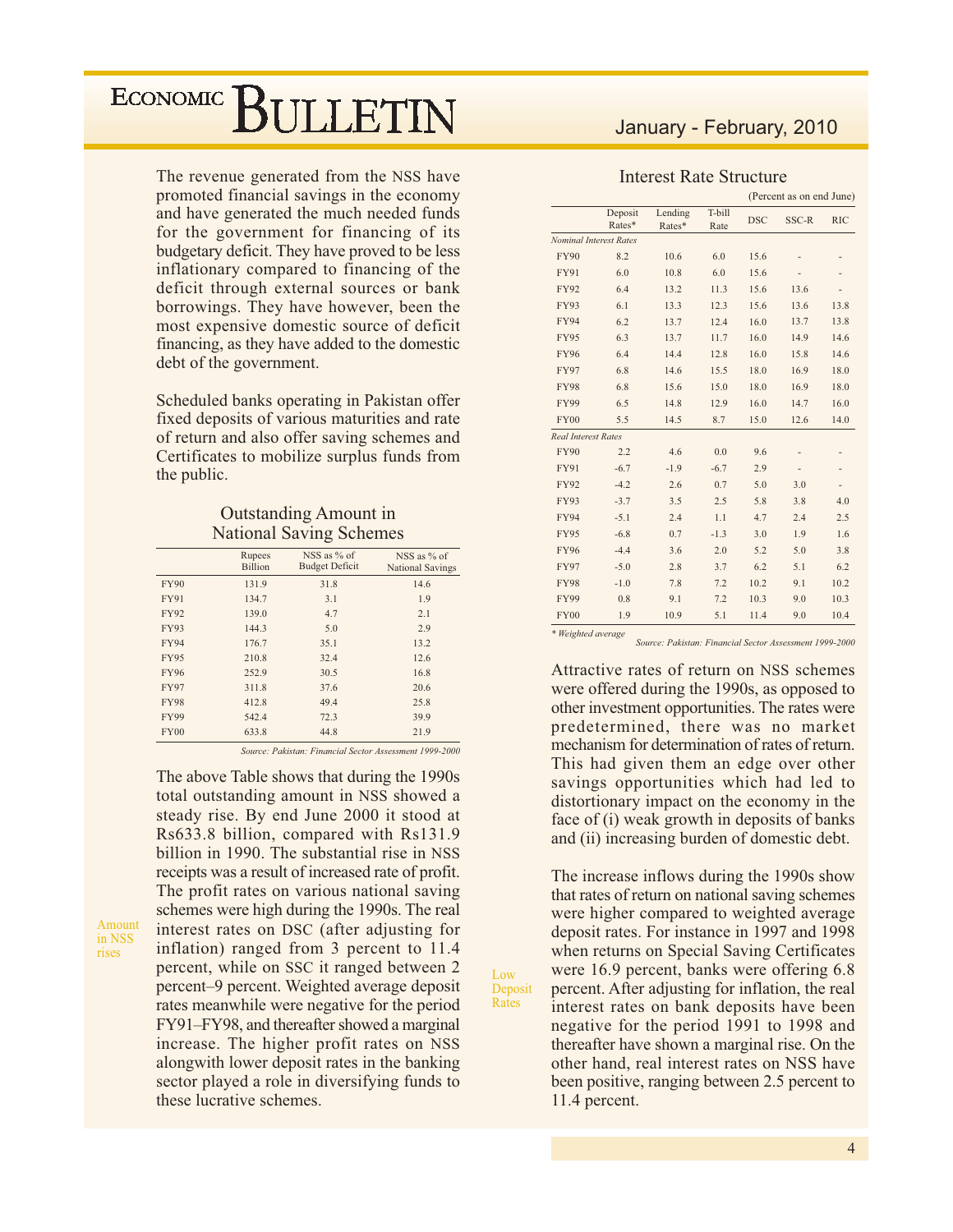The revenue generated from the NSS have promoted financial savings in the economy and have generated the much needed funds for the government for financing of its budgetary deficit. They have proved to be less inflationary compared to financing of the deficit through external sources or bank borrowings. They have however, been the most expensive domestic source of deficit financing, as they have added to the domestic debt of the government.

Scheduled banks operating in Pakistan offer fixed deposits of various maturities and rate of return and also offer saving schemes and Certificates to mobilize surplus funds from the public.

### Outstanding Amount in National Saving Schemes

| | Rupees Billion | NSS as % of Budget Deficit | NSS as % of National Savings |
|---|---|---|---|
| FY90 | 131.9 | 31.8 | 14.6 |
| FY91 | 134.7 | 3.1 | 1.9 |
| FY92 | 139.0 | 4.7 | 2.1 |
| FY93 | 144.3 | 5.0 | 2.9 |
| FY94 | 176.7 | 35.1 | 13.2 |
| FY95 | 210.8 | 32.4 | 12.6 |
| FY96 | 252.9 | 30.5 | 16.8 |
| FY97 | 311.8 | 37.6 | 20.6 |
| FY98 | 412.8 | 49.4 | 25.8 |
| FY99 | 542.4 | 72.3 | 39.9 |
| FY00 | 633.8 | 44.8 | 21.9 |

*Source: Pakistan: Financial Sector Assessment 1999-2000*

Amount in NSS rises

The above Table shows that during the 1990s total outstanding amount in NSS showed a steady rise. By end June 2000 it stood at Rs633.8 billion, compared with Rs131.9 billion in 1990. The substantial rise in NSS receipts was a result of increased rate of profit. The profit rates on various national saving schemes were high during the 1990s. The real interest rates on DSC (after adjusting for inflation) ranged from 3 percent to 11.4 percent, while on SSC it ranged between 2 percent–9 percent. Weighted average deposit rates meanwhile were negative for the period FY91–FY98, and thereafter showed a marginal increase. The higher profit rates on NSS alongwith lower deposit rates in the banking sector played a role in diversifying funds to these lucrative schemes.

### Interest Rate Structure

(Percent as on end June)

| | Deposit Rates* | Lending Rates* | T-bill Rate | DSC | SSC-R | RIC |
|---|---|---|---|---|---|---|
| *Nominal Interest Rates* | | | | | | |
| FY90 | 8.2 | 10.6 | 6.0 | 15.6 | - | - |
| FY91 | 6.0 | 10.8 | 6.0 | 15.6 | - | - |
| FY92 | 6.4 | 13.2 | 11.3 | 15.6 | 13.6 | - |
| FY93 | 6.1 | 13.3 | 12.3 | 15.6 | 13.6 | 13.8 |
| FY94 | 6.2 | 13.7 | 12.4 | 16.0 | 13.7 | 13.8 |
| FY95 | 6.3 | 13.7 | 11.7 | 16.0 | 14.9 | 14.6 |
| FY96 | 6.4 | 14.4 | 12.8 | 16.0 | 15.8 | 14.6 |
| FY97 | 6.8 | 14.6 | 15.5 | 18.0 | 16.9 | 18.0 |
| FY98 | 6.8 | 15.6 | 15.0 | 18.0 | 16.9 | 18.0 |
| FY99 | 6.5 | 14.8 | 12.9 | 16.0 | 14.7 | 16.0 |
| FY00 | 5.5 | 14.5 | 8.7 | 15.0 | 12.6 | 14.0 |
| *Real Interest Rates* | | | | | | |
| FY90 | 2.2 | 4.6 | 0.0 | 9.6 | - | - |
| FY91 | -6.7 | -1.9 | -6.7 | 2.9 | - | - |
| FY92 | -4.2 | 2.6 | 0.7 | 5.0 | 3.0 | - |
| FY93 | -3.7 | 3.5 | 2.5 | 5.8 | 3.8 | 4.0 |
| FY94 | -5.1 | 2.4 | 1.1 | 4.7 | 2.4 | 2.5 |
| FY95 | -6.8 | 0.7 | -1.3 | 3.0 | 1.9 | 1.6 |
| FY96 | -4.4 | 3.6 | 2.0 | 5.2 | 5.0 | 3.8 |
| FY97 | -5.0 | 2.8 | 3.7 | 6.2 | 5.1 | 6.2 |
| FY98 | -1.0 | 7.8 | 7.2 | 10.2 | 9.1 | 10.2 |
| FY99 | 0.8 | 9.1 | 7.2 | 10.3 | 9.0 | 10.3 |
| FY00 | 1.9 | 10.9 | 5.1 | 11.4 | 9.0 | 10.4 |

\* Weighted average

*Source: Pakistan: Financial Sector Assessment 1999-2000*

Attractive rates of return on NSS schemes were offered during the 1990s, as opposed to other investment opportunities. The rates were predetermined, there was no market mechanism for determination of rates of return. This had given them an edge over other savings opportunities which had led to distortionary impact on the economy in the face of (i) weak growth in deposits of banks and (ii) increasing burden of domestic debt.

Low Deposit Rates

The increase inflows during the 1990s show that rates of return on national saving schemes were higher compared to weighted average deposit rates. For instance in 1997 and 1998 when returns on Special Saving Certificates were 16.9 percent, banks were offering 6.8 percent. After adjusting for inflation, the real interest rates on bank deposits have been negative for the period 1991 to 1998 and thereafter have shown a marginal rise. On the other hand, real interest rates on NSS have been positive, ranging between 2.5 percent to 11.4 percent.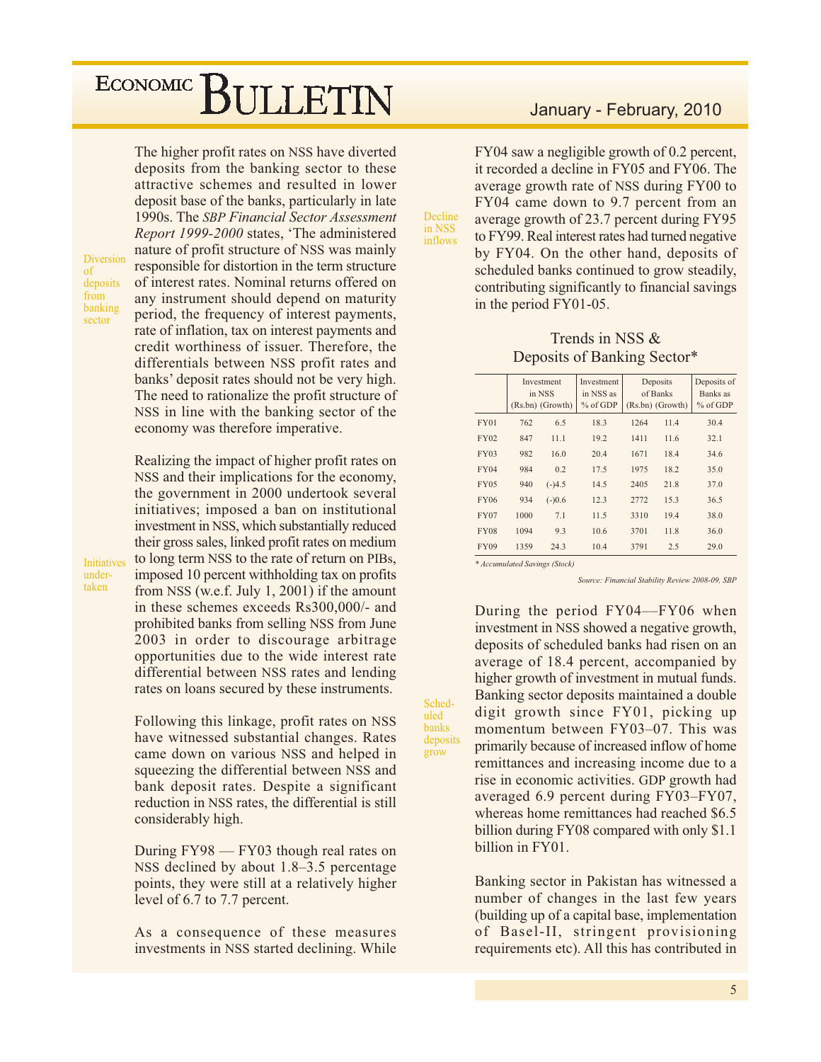The higher profit rates on NSS have diverted deposits from the banking sector to these attractive schemes and resulted in lower deposit base of the banks, particularly in late 1990s. The *SBP Financial Sector Assessment Report 1999-2000* states, 'The administered nature of profit structure of NSS was mainly responsible for distortion in the term structure of interest rates. Nominal returns offered on any instrument should depend on maturity period, the frequency of interest payments, rate of inflation, tax on interest payments and credit worthiness of issuer. Therefore, the differentials between NSS profit rates and banks' deposit rates should not be very high. The need to rationalize the profit structure of NSS in line with the banking sector of the economy was therefore imperative.

Diversion of deposits from banking sector

Realizing the impact of higher profit rates on NSS and their implications for the economy, the government in 2000 undertook several initiatives; imposed a ban on institutional investment in NSS, which substantially reduced their gross sales, linked profit rates on medium to long term NSS to the rate of return on PIBs, imposed 10 percent withholding tax on profits from NSS (w.e.f. July 1, 2001) if the amount in these schemes exceeds Rs300,000/- and prohibited banks from selling NSS from June 2003 in order to discourage arbitrage opportunities due to the wide interest rate differential between NSS rates and lending rates on loans secured by these instruments.

Initiatives under-taken

Following this linkage, profit rates on NSS have witnessed substantial changes. Rates came down on various NSS and helped in squeezing the differential between NSS and bank deposit rates. Despite a significant reduction in NSS rates, the differential is still considerably high.

During FY98 — FY03 though real rates on NSS declined by about 1.8–3.5 percentage points, they were still at a relatively higher level of 6.7 to 7.7 percent.

As a consequence of these measures investments in NSS started declining. While FY04 saw a negligible growth of 0.2 percent, it recorded a decline in FY05 and FY06. The average growth rate of NSS during FY00 to FY04 came down to 9.7 percent from an average growth of 23.7 percent during FY95 to FY99. Real interest rates had turned negative by FY04. On the other hand, deposits of scheduled banks continued to grow steadily, contributing significantly to financial savings in the period FY01-05.

Decline in NSS inflows

### Trends in NSS & Deposits of Banking Sector*

| | Investment in NSS (Rs.bn) | (Growth) | Investment in NSS as % of GDP | Deposits of Banks (Rs.bn) | (Growth) | Deposits of Banks as % of GDP |
|---|---|---|---|---|---|---|
| FY01 | 762 | 6.5 | 18.3 | 1264 | 11.4 | 30.4 |
| FY02 | 847 | 11.1 | 19.2 | 1411 | 11.6 | 32.1 |
| FY03 | 982 | 16.0 | 20.4 | 1671 | 18.4 | 34.6 |
| FY04 | 984 | 0.2 | 17.5 | 1975 | 18.2 | 35.0 |
| FY05 | 940 | (-)4.5 | 14.5 | 2405 | 21.8 | 37.0 |
| FY06 | 934 | (-)0.6 | 12.3 | 2772 | 15.3 | 36.5 |
| FY07 | 1000 | 7.1 | 11.5 | 3310 | 19.4 | 38.0 |
| FY08 | 1094 | 9.3 | 10.6 | 3701 | 11.8 | 36.0 |
| FY09 | 1359 | 24.3 | 10.4 | 3791 | 2.5 | 29.0 |

*\* Accumulated Savings (Stock)*

*Source: Financial Stability Review 2008-09, SBP*

During the period FY04—FY06 when investment in NSS showed a negative growth, deposits of scheduled banks had risen on an average of 18.4 percent, accompanied by higher growth of investment in mutual funds. Banking sector deposits maintained a double digit growth since FY01, picking up momentum between FY03–07. This was primarily because of increased inflow of home remittances and increasing income due to a rise in economic activities. GDP growth had averaged 6.9 percent during FY03–FY07, whereas home remittances had reached \$6.5 billion during FY08 compared with only \$1.1 billion in FY01.

Sched-uled banks deposits grow

Banking sector in Pakistan has witnessed a number of changes in the last few years (building up of a capital base, implementation of Basel-II, stringent provisioning requirements etc). All this has contributed in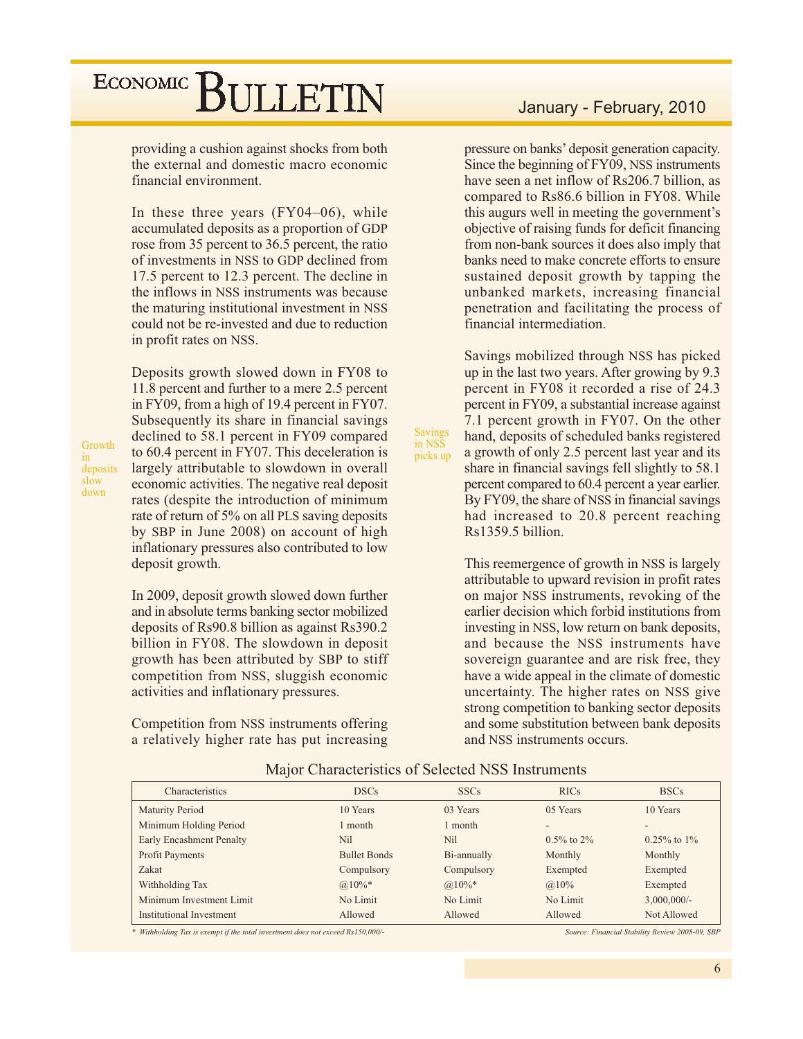providing a cushion against shocks from both the external and domestic macro economic financial environment.

In these three years (FY04–06), while accumulated deposits as a proportion of GDP rose from 35 percent to 36.5 percent, the ratio of investments in NSS to GDP declined from 17.5 percent to 12.3 percent. The decline in the inflows in NSS instruments was because the maturing institutional investment in NSS could not be re-invested and due to reduction in profit rates on NSS.

Growth in deposits slow down

Deposits growth slowed down in FY08 to 11.8 percent and further to a mere 2.5 percent in FY09, from a high of 19.4 percent in FY07. Subsequently its share in financial savings declined to 58.1 percent in FY09 compared to 60.4 percent in FY07. This deceleration is largely attributable to slowdown in overall economic activities. The negative real deposit rates (despite the introduction of minimum rate of return of 5% on all PLS saving deposits by SBP in June 2008) on account of high inflationary pressures also contributed to low deposit growth.

In 2009, deposit growth slowed down further and in absolute terms banking sector mobilized deposits of Rs90.8 billion as against Rs390.2 billion in FY08. The slowdown in deposit growth has been attributed by SBP to stiff competition from NSS, sluggish economic activities and inflationary pressures.

Competition from NSS instruments offering a relatively higher rate has put increasing pressure on banks' deposit generation capacity. Since the beginning of FY09, NSS instruments have seen a net inflow of Rs206.7 billion, as compared to Rs86.6 billion in FY08. While this augurs well in meeting the government's objective of raising funds for deficit financing from non-bank sources it does also imply that banks need to make concrete efforts to ensure sustained deposit growth by tapping the unbanked markets, increasing financial penetration and facilitating the process of financial intermediation.

Savings in NSS picks up

Savings mobilized through NSS has picked up in the last two years. After growing by 9.3 percent in FY08 it recorded a rise of 24.3 percent in FY09, a substantial increase against 7.1 percent growth in FY07. On the other hand, deposits of scheduled banks registered a growth of only 2.5 percent last year and its share in financial savings fell slightly to 58.1 percent compared to 60.4 percent a year earlier. By FY09, the share of NSS in financial savings had increased to 20.8 percent reaching Rs1359.5 billion.

This reemergence of growth in NSS is largely attributable to upward revision in profit rates on major NSS instruments, revoking of the earlier decision which forbid institutions from investing in NSS, low return on bank deposits, and because the NSS instruments have sovereign guarantee and are risk free, they have a wide appeal in the climate of domestic uncertainty. The higher rates on NSS give strong competition to banking sector deposits and some substitution between bank deposits and NSS instruments occurs.

**Major Characteristics of Selected NSS Instruments**

| Characteristics | DSCs | SSCs | RICs | BSCs |
|---|---|---|---|---|
| Maturity Period | 10 Years | 03 Years | 05 Years | 10 Years |
| Minimum Holding Period | 1 month | 1 month | - | - |
| Early Encashment Penalty | Nil | Nil | 0.5% to 2% | 0.25% to 1% |
| Profit Payments | Bullet Bonds | Bi-annually | Monthly | Monthly |
| Zakat | Compulsory | Compulsory | Exempted | Exempted |
| Withholding Tax | @10%* | @10%* | @10% | Exempted |
| Minimum Investment Limit | No Limit | No Limit | No Limit | 3,000,000/- |
| Institutional Investment | Allowed | Allowed | Allowed | Not Allowed |

*\* Withholding Tax is exempt if the total investment does not exceed Rs150,000/-*

*Source: Financial Stability Review 2008-09, SBP*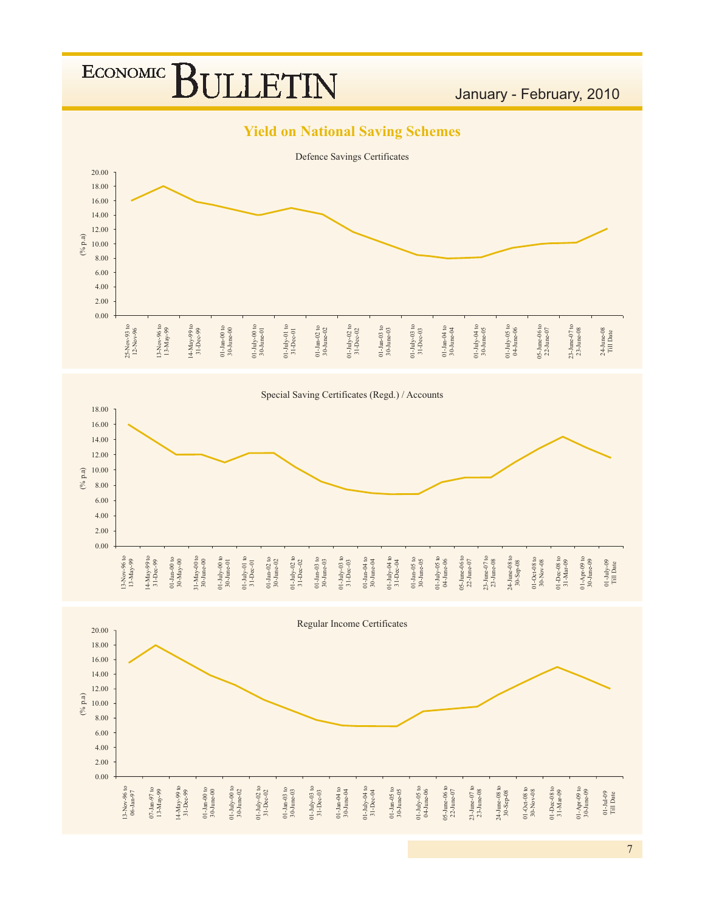## Yield on National Saving Schemes

Defence Savings Certificates

(% p.a)

20.00
18.00
16.00
14.00
12.00
10.00
8.00
6.00
4.00
2.00
0.00

25-Nov-93 to 12-Nov-96 | 13-Nov-96 to 13-May-99 | 14-May-99 to 31-Dec-99 | 01-Jan-00 to 30-June-00 | 01-July-00 to 30-June-01 | 01-July-01 to 31-Dec-01 | 01-Jan-02 to 30-June-02 | 01-July-02 to 31-Dec-02 | 01-Jan-03 to 30-June-03 | 01-July-03 to 31-Dec-03 | 01-Jan-04 to 30-June-04 | 01-July-04 to 30-June-05 | 01-July-05 to 04-June-06 | 05-June-06 to 22-June-07 | 23-June-07 to 23-June-08 | 24-June-08 Till Date

Special Saving Certificates (Regd.) / Accounts

(% p.a)

18.00
16.00
14.00
12.00
10.00
8.00
6.00
4.00
2.00
0.00

13-Nov-96 to 13-May-99 | 14-May-99 to 31-Dec-99 | 01-Jan-00 to 30-May-00 | 31-May-00 to 30-June-00 | 01-July-00 to 30-June-01 | 01-July-01 to 31-Dec-01 | 01-Jan-02 to 30-June-02 | 01-July-02 to 31-Dec-02 | 01-Jan-03 to 30-June-03 | 01-July-03 to 31-Dec-03 | 01-Jan-04 to 30-June-04 | 01-July-04 to 31-Dec-04 | 01-Jan-05 to 30-June-05 | 01-July-05 to 04-June-06 | 05-June-06 to 22-June-07 | 23-June-07 to 23-June-08 | 24-June-08 to 30-Sep-08 | 01-Oct-08 to 30-Nov-08 | 01-Dec-08 to 31-Mar-09 | 01-Apr-09 to 30-June-09 | 01-July-09 Till Date

Regular Income Certificates

(% p.a)

20.00
18.00
16.00
14.00
12.00
10.00
8.00
6.00
4.00
2.00
0.00

13-Nov-96 to 06-Jan-97 | 07-Jan-97 to 13-May-99 | 14-May-99 to 31-Dec-99 | 01-Jan-00 to 30-June-00 | 01-July-00 to 30-June-02 | 01-July-02 to 31-Dec-02 | 01-Jan-03 to 30-June-03 | 01-July-03 to 31-Dec-03 | 01-Jan-04 to 30-June-04 | 01-July-04 to 31-Dec-04 | 01-Jan-05 to 30-June-05 | 01-July-05 to 04-June-06 | 05-June-06 to 22-June-07 | 23-June-07 to 23-June-08 | 24-June-08 to 30-Sep-08 | 01-Oct-08 to 30-Nov-08 | 01-Dec-08 to 31-Mar-09 | 01-Apr-09 to 30-June-09 | 01-Jul-09 Till Date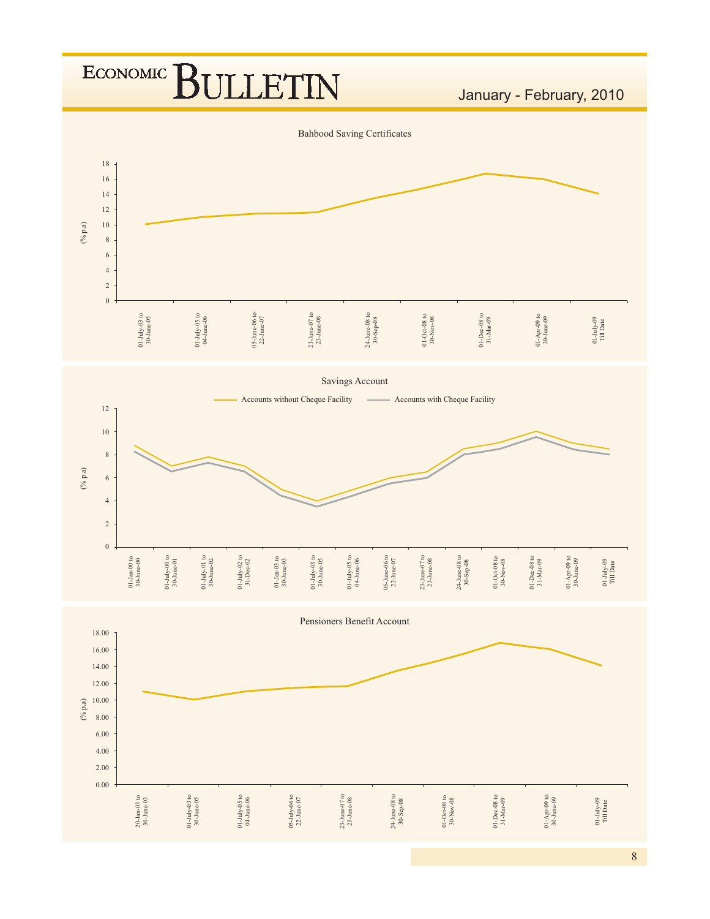Bahbood Saving Certificates

(% p.a)

| Period | Rate |
|---|---|
| 01-July-03 to 30-June-05 | |
| 01-July-05 to 04-June-06 | |
| 05-June-06 to 22-June-07 | |
| 23-June-07 to 23-June-08 | |
| 24-June-08 to 30-Sep-08 | |
| 01-Oct-08 to 30-Nov-08 | |
| 01-Dec-08 to 31-Mar-09 | |
| 01-Apr-09 to 30-June-09 | |
| 01-July-09 Till Date | |

Savings Account

Accounts without Cheque Facility — Accounts with Cheque Facility

(% p.a)

| Period |
|---|
| 01-Jan-00 to 30-June-00 |
| 01-July-00 to 30-June-01 |
| 01-July-01 to 30-June-02 |
| 01-July-02 to 31-Dec-02 |
| 01-Jan-03 to 30-June-03 |
| 01-July-03 to 30-June-05 |
| 01-July-05 to 04-June-06 |
| 05-June-06 to 22-June-07 |
| 23-June-07 to 23-June-08 |
| 24-June-08 to 30-Sep-08 |
| 01-Oct-08 to 30-Nov-08 |
| 01-Dec-08 to 31-Mar-09 |
| 01-Apr-09 to 30-June-09 |
| 01-July-09 Till Date |

Pensioners Benefit Account

(% p.a)

| Period |
|---|
| 20-Jan-03 to 30-June-03 |
| 01-July-03 to 30-June-05 |
| 01-July-05 to 04-June-06 |
| 05-July-06 to 22-June-07 |
| 23-June-07 to 23-June-08 |
| 24-June-08 to 30-Sep-08 |
| 01-Oct-08 to 30-Nov-08 |
| 01-Dec-08 to 31-Mar-09 |
| 01-Apr-09 to 30-June-09 |
| 01-July-09 Till Date |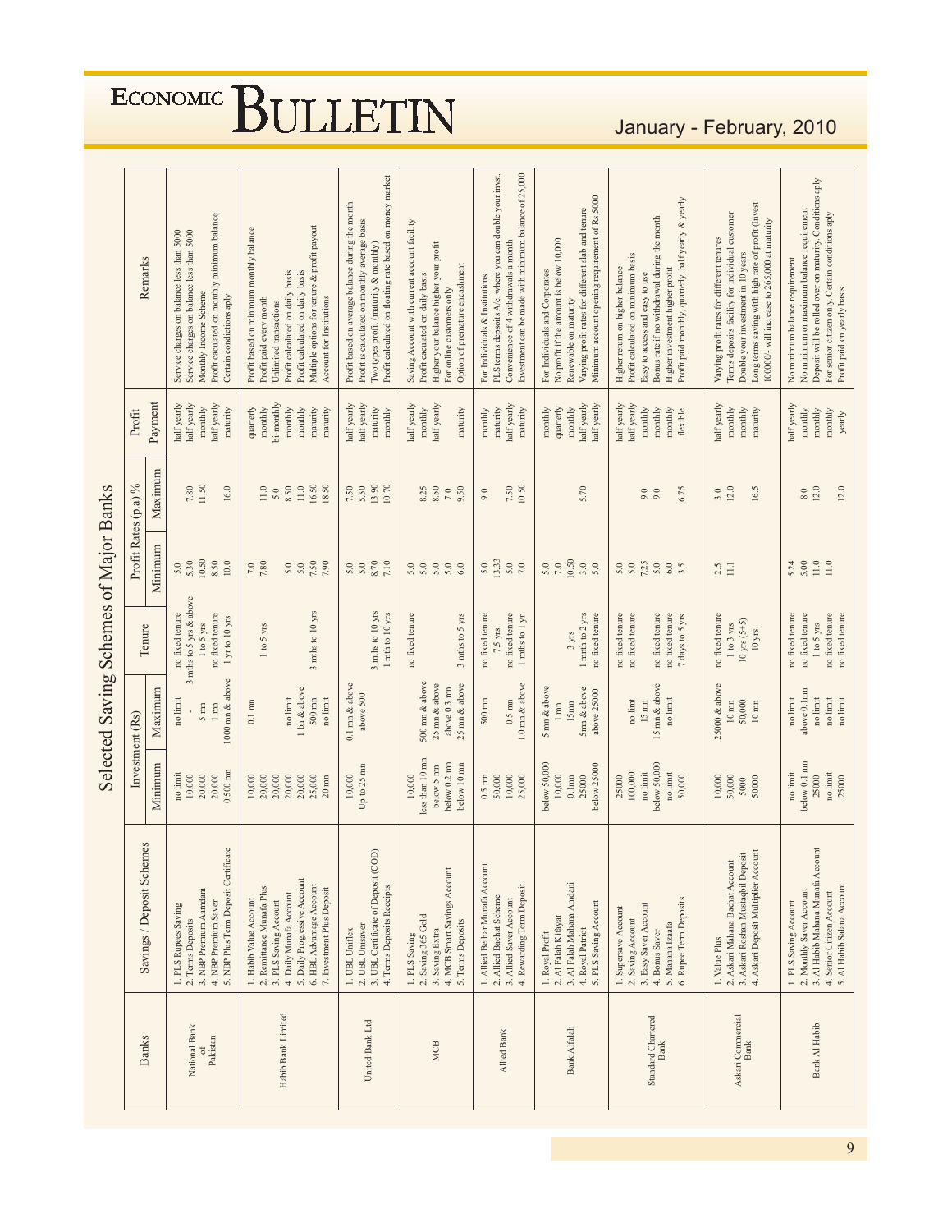# Selected Saving Schemes of Major Banks

| Banks | Savings / Deposit Schemes | Investment (Rs) | | Tenure | Profit Rates (p.a) % | | Profit Payment | Remarks |
|---|---|---|---|---|---|---|---|---|
| | | Minimum | Maximum | | Minimum | Maximum | | |
| National Bank of Pakistan | 1. PLS Rupees Saving | no limit | no limit | no fixed tenure | 5.0 | | half yearly | Service charges on balance less than 5000 |
| | 2. Terms Deposits | 10,000 | - | 3 mnths to 5 yrs & above | 5.30 | 7.80 | half yearly | Service charges on balance less than 5000 |
| | 3. NBP Premium Aamdani | 20,000 | 5 mn | 1 to 5 yrs | 10.50 | 11.50 | monthly | Monthly Income Scheme |
| | 4. NBP Premium Saver | 20,000 | 1 mn | no fixed tenure | 8.50 | | half yearly | Profit caculated on monthly minimum balance |
| | 5. NBP Plus Term Deposit Certificate | 0.500 mn | 1000 mn & above | 1 yr to 10 yrs | 10.0 | 16.0 | maturity | Certain condictions aply |
| Habib Bank Limited | 1. Habib Value Account | 10,000 | 0.1 mn | | 7.0 | | quarterly | Profit based on minimum monthly balance |
| | 2. Remittance Munafa Plus | 20,000 | | 1 to 5 yrs | 7.80 | 11.0 | monthly | Profit paid every month |
| | 3. PLS Saving Account | 20,000 | | | | 5.0 | bi-monthly | Unlimited transactions |
| | 4. Daily Munafa Account | 20,000 | no limit | | 5.0 | 8.50 | monthly | Profit calculated on daily basis |
| | 5. Daily Progressive Account | 20,000 | 1 bn & above | | 5.0 | 11.0 | monthly | Profit calculated on daily basis |
| | 6. HBL Advantage Account | 25,000 | 500 mn | 3 mths to 10 yrs | 7.50 | 16.50 | maturity | Multiple options for tenure & profit payout |
| | 7. Investment Plus Deposit | 20 mn | no limit | | 7.90 | 18.50 | maturity | Account for Institutions |
| United Bank Ltd | 1. UBL Uniflex | 10,000 | 0.1 mn & above | | 5.0 | 7.50 | half yearly | Profit based on average balance during the month |
| | 2. UBL Unisaver | Up to 25 mn | above 500 | | 5.0 | 5.50 | half yearly | Profit is calculated on monthly average basis |
| | 3. UBL Certificate of Deposit (COD) | | | 3 mths to 10 yrs | 8.70 | 13.90 | maturity | Two types profit (maturity & monthly) |
| | 4. Terms Deposits Receipts | | | 1 mth to 10 yrs | 7.10 | 10.70 | monthly | Profit calculated on floating rate based on money market |
| MCB | 1. PLS Saving | 10,000 | 500 mn & above | no fixed tenure | 5.0 | | half yearly | Saving Account with current account facility |
| | 2. Saving 365 Gold | less than 10 mn | 25 mn & above | | 5.0 | 8.25 | monthly | Profit caculated on daily basis |
| | 3. Saving Extra | below 5 mn | above 0.3 mn | | 5.0 | 8.50 | half yearly | Higher your balance higher your profit |
| | 4. MCB Smart Savings Account | below 0.2 mn | 25 mn & above | | 5.0 | 7.0 | | For online customers only |
| | 5. Terms Deposits | below 10 mn | | 3 mths to 5 yrs | 6.0 | 9.50 | maturity | Option of premature encashment |
| Allied Bank | 1. Allied Bethar Munafa Account | 0.5 mn | 500 mn | no fixed tenure | 5.0 | 9.0 | monthly | For Individuals & Institutions |
| | 2. Allied Bachat Scheme | 50,000 | | 7.5 yrs | 13.33 | | maturity | PLS terms deposits A/c, where you can double your invst. |
| | 3. Allied Saver Account | 10,000 | 0.5 mn | no fixed tenure | 5.0 | 7.50 | half yearly | Convenience of 4 withdrawals a month |
| | 4. Rewarding Term Deposit | 25,000 | 1.0 mn & above | 1 mths to 1 yr | 7.0 | 10.50 | maturity | Investment can be made with minimum balance of 25,000 |
| Bank Alfalah | 1. Royal Profit | below 50,000 | 5 mn & above | | 5.0 | | monthly | For Individuals and Corporates |
| | 2. Al Falah Kifayat | 10,000 | 1 mn | | 7.0 | | quarterly | No profit if the amount is below 10,000 |
| | 3. Al Falah Mahana Amdani | 0.1mn | 15mn | 3 yrs | 10.50 | | monthly | Renewable on maturity |
| | 4. Royal Patriot | 25000 | 5mn & above | 1 mnth to 2 yrs | 3.0 | 5.70 | half yearly | Varying profit rates for different slab and tenure |
| | 5. PLS Saving Account | below 25000 | above 25000 | no fixed tenure | 5.0 | | half yearly | Minimum account opening requirement of Rs 5000 |
| Standard Chartered Bank | 1. Supersave Account | 25000 | | no fixed tenure | 5.0 | | half yearly | Higher return on higher balance |
| | 2. Saving Account | 100,000 | no limt | no fixed tenure | 5.0 | | half yearly | Profit calculated on minimum basis |
| | 3. Easy Saver Account | no limit | 15 mn | | 7.25 | 9.0 | monthly | Easy to access and easy to use |
| | 4. Bonus Saver | below 50,000 | 15 mn & above | no fixed tenure | 5.0 | 9.0 | monthly | Bonus rate if no withdrawal during the month |
| | 5. Mahana Izaafa | no limit | no limit | no fixed tenure | 6.0 | | monthly | Higher investment higher profit |
| | 6. Rupee Term Deposits | 50,000 | | 7 days to 5 yrs | 3.5 | 6.75 | flexible | Profit paid monthly, quarterly, half yearly & yearly |
| Askari Commercial Bank | 1. Value Plus | 10,000 | 25000 & above | no fixed tenure | 2.5 | 3.0 | half yearly | Varying profit rates for different tenures |
| | 2. Askari Mahana Bachat Account | 50,000 | 10 mn | 1 to 3 yrs | 11.1 | 12.0 | monthly | Terms deposits facility for individual customer |
| | 3. Askari Roshan Mustaqbil Deposit | 5000 | 50,000 | 10 yrs (5+5) | | | monthly | Double your investment in 10 years |
| | 4. Askari Deposit Multiplier Account | 50000 | 10 mn | 10 yrs | | 16.5 | maturity | Long terms saving with high rate of profit (Invest 100000/- will increase to 265,000 at maturity |
| Bank Al Habib | 1. PLS Saving Account | no limit | no limit | no fixed tenure | 5.24 | 8.0 | half yearly | No minimum balance requirement |
| | 2. Monthly Saver Account | below 0.1 mn | above 0.1mn | no fixed tenure | 5.00 | 12.0 | monthly | No minimum or maximum balance requirement |
| | 3. Al Habib Mahana Munafa Account | 25000 | no limit | 1 to 5 yrs | 11.0 | | monthly | Deposit will be rolled over on maturity. Conditions aply |
| | 4. Senior Citizen Account | no limit | no limit | no fixed tenure | 11.0 | | monthly | For senior citizen only. Certain conditions aply |
| | 5. Al Habib Salana Account | 25000 | no limit | no fixed tenure | | 12.0 | yearly | Profit paid on yearly basis |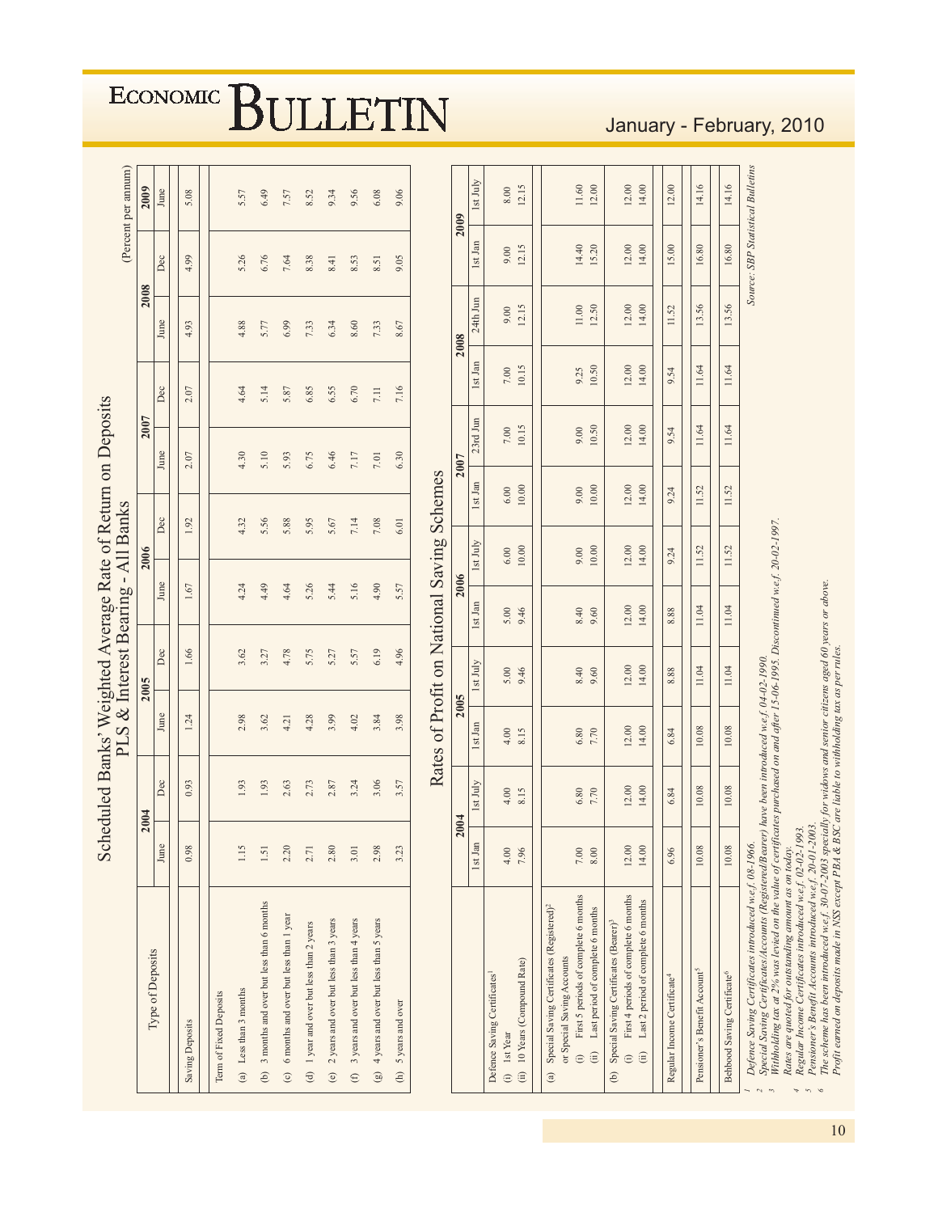# Scheduled Banks' Weighted Average Rate of Return on Deposits PLS & Interest Bearing - All Banks

(Percent per annum)

| Type of Deposits | 2004 | | 2005 | | 2006 | | 2007 | | 2008 | | 2009 |
|---|---|---|---|---|---|---|---|---|---|---|---|
| | June | Dec | June | Dec | June | Dec | June | Dec | June | Dec | June |
| Saving Deposits | 0.98 | 0.93 | 1.24 | 1.66 | 1.67 | 1.92 | 2.07 | 2.07 | 4.93 | 4.99 | 5.08 |
| Term of Fixed Deposits | | | | | | | | | | | |
| (a) Less than 3 months | 1.15 | 1.93 | 2.98 | 3.62 | 4.24 | 4.32 | 4.30 | 4.64 | 4.88 | 5.26 | 5.57 |
| (b) 3 months and over but less than 6 months | 1.51 | 1.93 | 3.62 | 3.27 | 4.49 | 5.56 | 5.10 | 5.14 | 5.77 | 6.76 | 6.49 |
| (c) 6 months and over but less than 1 year | 2.20 | 2.63 | 4.21 | 4.78 | 4.64 | 5.88 | 5.93 | 5.87 | 6.99 | 7.64 | 7.57 |
| (d) 1 year and over but less than 2 years | 2.71 | 2.73 | 4.28 | 5.75 | 5.26 | 5.95 | 6.75 | 6.85 | 7.33 | 8.38 | 8.52 |
| (e) 2 years and over but less than 3 years | 2.80 | 2.87 | 3.99 | 5.27 | 5.44 | 5.67 | 6.46 | 6.55 | 6.34 | 8.41 | 9.34 |
| (f) 3 years and over but less than 4 years | 3.01 | 3.24 | 4.02 | 5.57 | 5.16 | 7.14 | 7.17 | 6.70 | 8.60 | 8.53 | 9.56 |
| (g) 4 years and over but less than 5 years | 2.98 | 3.06 | 3.84 | 6.19 | 4.90 | 7.08 | 7.01 | 7.11 | 7.33 | 8.51 | 6.08 |
| (h) 5 years and over | 3.23 | 3.57 | 3.98 | 4.96 | 5.57 | 6.01 | 6.30 | 7.16 | 8.67 | 9.05 | 9.06 |

# Rates of Profit on National Saving Schemes

| | 2004 | | 2005 | | 2006 | | 2007 | | 2008 | | 2009 | |
|---|---|---|---|---|---|---|---|---|---|---|---|---|
| | 1st Jan | 1st July | 1st Jan | 1st July | 1st Jan | 1st July | 1st Jan | 23rd Jun | 1st Jan | 24th Jun | 1st Jan | 1st July |
| Defence Saving Certificates[1] | | | | | | | | | | | | |
| (i) 1st Year | 4.00 | 4.00 | 4.00 | 5.00 | 5.00 | 6.00 | 6.00 | 7.00 | 7.00 | 9.00 | 9.00 | 8.00 |
| (ii) 10 Years (Compound Rate) | 7.96 | 8.15 | 8.15 | 9.46 | 9.46 | 10.00 | 10.00 | 10.15 | 10.15 | 12.15 | 12.15 | 12.15 |
| (a) Special Saving Certificates (Registered)[2] or Special Saving Accounts | | | | | | | | | | | | |
| (i) First 5 periods of complete 6 months | 7.00 | 6.80 | 6.80 | 8.40 | 8.40 | 9.00 | 9.00 | 9.00 | 9.25 | 11.00 | 14.40 | 11.60 |
| (ii) Last period of complete 6 months | 8.00 | 7.70 | 7.70 | 9.60 | 9.60 | 10.00 | 10.00 | 10.50 | 10.50 | 12.50 | 15.20 | 12.00 |
| (b) Special Saving Certificates (Bearer)[3] | | | | | | | | | | | | |
| (i) First 4 periods of complete 6 months | 12.00 | 12.00 | 12.00 | 12.00 | 12.00 | 12.00 | 12.00 | 12.00 | 12.00 | 12.00 | 12.00 | 12.00 |
| (ii) Last 2 period of complete 6 months | 14.00 | 14.00 | 14.00 | 14.00 | 14.00 | 14.00 | 14.00 | 14.00 | 14.00 | 14.00 | 14.00 | 14.00 |
| Regular Income Certificate[4] | 6.96 | 6.84 | 6.84 | 8.88 | 8.88 | 9.24 | 9.24 | 9.54 | 9.54 | 11.52 | 15.00 | 12.00 |
| Pensioner's Benefit Account[5] | 10.08 | 10.08 | 10.08 | 11.04 | 11.04 | 11.52 | 11.52 | 11.64 | 11.64 | 13.56 | 16.80 | 14.16 |
| Behbood Saving Certificate[6] | 10.08 | 10.08 | 10.08 | 11.04 | 11.04 | 11.52 | 11.52 | 11.64 | 11.64 | 13.56 | 16.80 | 14.16 |

Source: SBP Statistical Bulletins

[1] Defence Saving Certificates introduced w.e.f. 08-1966.
[2] Special Saving Certificates/Accounts (Registered/Bearer) have been introduced w.e.f. 04-02-1990.
[3] Withholding tax at 2% was levied on the value of certificates purchased on and after 15-06-1995. Discontinued w.e.f. 20-02-1997. Rates are quoted for outstanding amount as on today.
[4] Regular Income Certificates introduced w.e.f. 02-02-1993.
[5] Pensioner's Benefit Accounts introduced w.e.f. 20-01-2003.
[6] The scheme has been introduced w.e.f. 30-07-2003 specially for widows and senior citizens aged 60 years or above. Profit earned on deposits made in NSS except PBA & BSC are liable to withholding tax as per rules.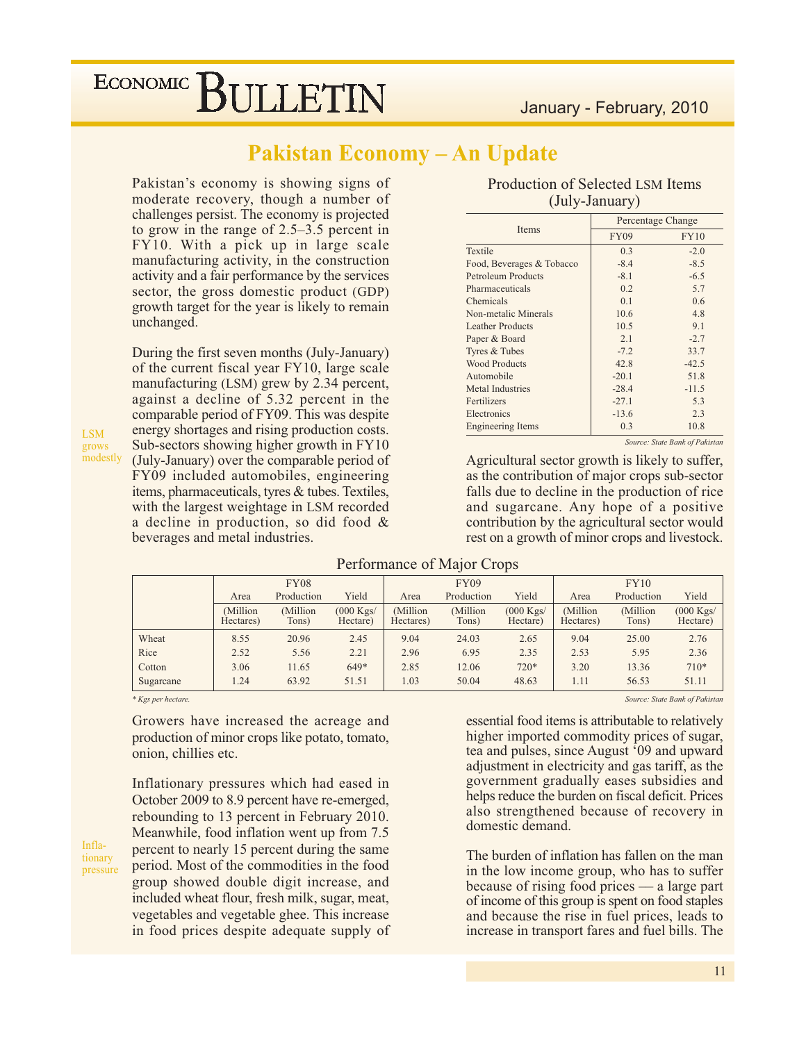# Pakistan Economy – An Update

Pakistan's economy is showing signs of moderate recovery, though a number of challenges persist. The economy is projected to grow in the range of 2.5–3.5 percent in FY10. With a pick up in large scale manufacturing activity, in the construction activity and a fair performance by the services sector, the gross domestic product (GDP) growth target for the year is likely to remain unchanged.

LSM grows modestly

During the first seven months (July-January) of the current fiscal year FY10, large scale manufacturing (LSM) grew by 2.34 percent, against a decline of 5.32 percent in the comparable period of FY09. This was despite energy shortages and rising production costs. Sub-sectors showing higher growth in FY10 (July-January) over the comparable period of FY09 included automobiles, engineering items, pharmaceuticals, tyres & tubes. Textiles, with the largest weightage in LSM recorded a decline in production, so did food & beverages and metal industries.

**Production of Selected LSM Items (July-January)**

| Items | Percentage Change | |
|---|---|---|
| | FY09 | FY10 |
| Textile | 0.3 | -2.0 |
| Food, Beverages & Tobacco | -8.4 | -8.5 |
| Petroleum Products | -8.1 | -6.5 |
| Pharmaceuticals | 0.2 | 5.7 |
| Chemicals | 0.1 | 0.6 |
| Non-metalic Minerals | 10.6 | 4.8 |
| Leather Products | 10.5 | 9.1 |
| Paper & Board | 2.1 | -2.7 |
| Tyres & Tubes | -7.2 | 33.7 |
| Wood Products | 42.8 | -42.5 |
| Automobile | -20.1 | 51.8 |
| Metal Industries | -28.4 | -11.5 |
| Fertilizers | -27.1 | 5.3 |
| Electronics | -13.6 | 2.3 |
| Engineering Items | 0.3 | 10.8 |

*Source: State Bank of Pakistan*

Agricultural sector growth is likely to suffer, as the contribution of major crops sub-sector falls due to decline in the production of rice and sugarcane. Any hope of a positive contribution by the agricultural sector would rest on a growth of minor crops and livestock.

**Performance of Major Crops**

| | FY08 | | | FY09 | | | FY10 | | |
|---|---|---|---|---|---|---|---|---|---|
| | Area | Production | Yield | Area | Production | Yield | Area | Production | Yield |
| | (Million Hectares) | (Million Tons) | (000 Kgs/ Hectare) | (Million Hectares) | (Million Tons) | (000 Kgs/ Hectare) | (Million Hectares) | (Million Tons) | (000 Kgs/ Hectare) |
| Wheat | 8.55 | 20.96 | 2.45 | 9.04 | 24.03 | 2.65 | 9.04 | 25.00 | 2.76 |
| Rice | 2.52 | 5.56 | 2.21 | 2.96 | 6.95 | 2.35 | 2.53 | 5.95 | 2.36 |
| Cotton | 3.06 | 11.65 | 649* | 2.85 | 12.06 | 720* | 3.20 | 13.36 | 710* |
| Sugarcane | 1.24 | 63.92 | 51.51 | 1.03 | 50.04 | 48.63 | 1.11 | 56.53 | 51.11 |

\* Kgs per hectare.

*Source: State Bank of Pakistan*

Growers have increased the acreage and production of minor crops like potato, tomato, onion, chillies etc.

Inflationary pressure

Inflationary pressures which had eased in October 2009 to 8.9 percent have re-emerged, rebounding to 13 percent in February 2010. Meanwhile, food inflation went up from 7.5 percent to nearly 15 percent during the same period. Most of the commodities in the food group showed double digit increase, and included wheat flour, fresh milk, sugar, meat, vegetables and vegetable ghee. This increase in food prices despite adequate supply of essential food items is attributable to relatively higher imported commodity prices of sugar, tea and pulses, since August '09 and upward adjustment in electricity and gas tariff, as the government gradually eases subsidies and helps reduce the burden on fiscal deficit. Prices also strengthened because of recovery in domestic demand.

The burden of inflation has fallen on the man in the low income group, who has to suffer because of rising food prices — a large part of income of this group is spent on food staples and because the rise in fuel prices, leads to increase in transport fares and fuel bills. The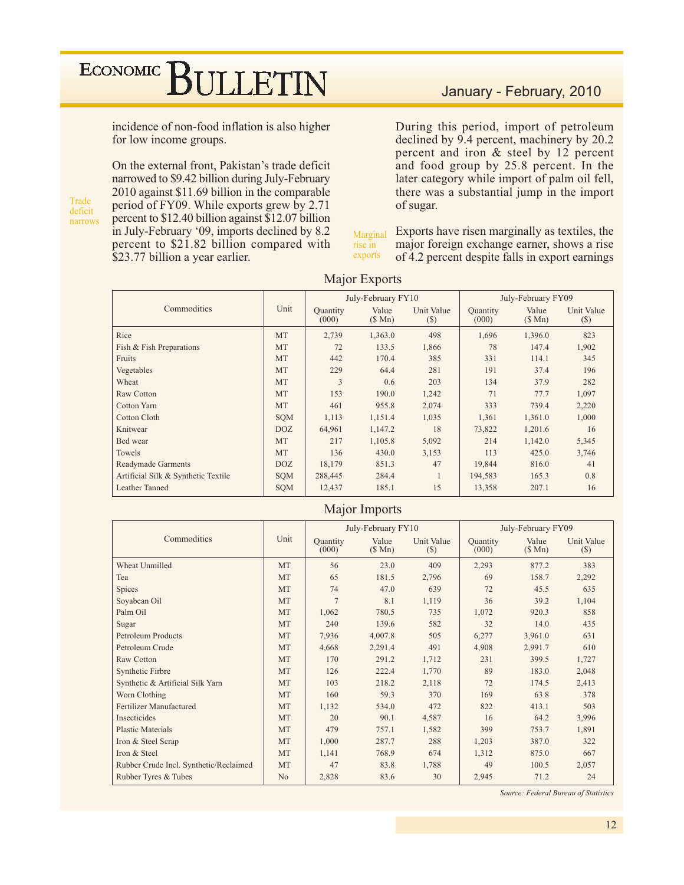incidence of non-food inflation is also higher for low income groups.

Trade deficit narrows

On the external front, Pakistan's trade deficit narrowed to $9.42 billion during July-February 2010 against $11.69 billion in the comparable period of FY09. While exports grew by 2.71 percent to $12.40 billion against $12.07 billion in July-February '09, imports declined by 8.2 percent to $21.82 billion compared with $23.77 billion a year earlier.

During this period, import of petroleum declined by 9.4 percent, machinery by 20.2 percent and iron & steel by 12 percent and food group by 25.8 percent. In the later category while import of palm oil fell, there was a substantial jump in the import of sugar.

Marginal rise in exports

Exports have risen marginally as textiles, the major foreign exchange earner, shows a rise of 4.2 percent despite falls in export earnings

## Major Exports

| Commodities | Unit | July-February FY10 | | | July-February FY09 | | |
|---|---|---|---|---|---|---|---|
| | | Quantity (000) | Value ($ Mn) | Unit Value ($) | Quantity (000) | Value ($ Mn) | Unit Value ($) |
| Rice | MT | 2,739 | 1,363.0 | 498 | 1,696 | 1,396.0 | 823 |
| Fish & Fish Preparations | MT | 72 | 133.5 | 1,866 | 78 | 147.4 | 1,902 |
| Fruits | MT | 442 | 170.4 | 385 | 331 | 114.1 | 345 |
| Vegetables | MT | 229 | 64.4 | 281 | 191 | 37.4 | 196 |
| Wheat | MT | 3 | 0.6 | 203 | 134 | 37.9 | 282 |
| Raw Cotton | MT | 153 | 190.0 | 1,242 | 71 | 77.7 | 1,097 |
| Cotton Yarn | MT | 461 | 955.8 | 2,074 | 333 | 739.4 | 2,220 |
| Cotton Cloth | SQM | 1,113 | 1,151.4 | 1,035 | 1,361 | 1,361.0 | 1,000 |
| Knitwear | DOZ | 64,961 | 1,147.2 | 18 | 73,822 | 1,201.6 | 16 |
| Bed wear | MT | 217 | 1,105.8 | 5,092 | 214 | 1,142.0 | 5,345 |
| Towels | MT | 136 | 430.0 | 3,153 | 113 | 425.0 | 3,746 |
| Readymade Garments | DOZ | 18,179 | 851.3 | 47 | 19,844 | 816.0 | 41 |
| Artificial Silk & Synthetic Textile | SQM | 288,445 | 284.4 | 1 | 194,583 | 165.3 | 0.8 |
| Leather Tanned | SQM | 12,437 | 185.1 | 15 | 13,358 | 207.1 | 16 |

## Major Imports

| Commodities | Unit | July-February FY10 | | | July-February FY09 | | |
|---|---|---|---|---|---|---|---|
| | | Quantity (000) | Value ($ Mn) | Unit Value ($) | Quantity (000) | Value ($ Mn) | Unit Value ($) |
| Wheat Unmilled | MT | 56 | 23.0 | 409 | 2,293 | 877.2 | 383 |
| Tea | MT | 65 | 181.5 | 2,796 | 69 | 158.7 | 2,292 |
| Spices | MT | 74 | 47.0 | 639 | 72 | 45.5 | 635 |
| Soyabean Oil | MT | 7 | 8.1 | 1,119 | 36 | 39.2 | 1,104 |
| Palm Oil | MT | 1,062 | 780.5 | 735 | 1,072 | 920.3 | 858 |
| Sugar | MT | 240 | 139.6 | 582 | 32 | 14.0 | 435 |
| Petroleum Products | MT | 7,936 | 4,007.8 | 505 | 6,277 | 3,961.0 | 631 |
| Petroleum Crude | MT | 4,668 | 2,291.4 | 491 | 4,908 | 2,991.7 | 610 |
| Raw Cotton | MT | 170 | 291.2 | 1,712 | 231 | 399.5 | 1,727 |
| Synthetic Firbre | MT | 126 | 222.4 | 1,770 | 89 | 183.0 | 2,048 |
| Synthetic & Artificial Silk Yarn | MT | 103 | 218.2 | 2,118 | 72 | 174.5 | 2,413 |
| Worn Clothing | MT | 160 | 59.3 | 370 | 169 | 63.8 | 378 |
| Fertilizer Manufactured | MT | 1,132 | 534.0 | 472 | 822 | 413.1 | 503 |
| Insecticides | MT | 20 | 90.1 | 4,587 | 16 | 64.2 | 3,996 |
| Plastic Materials | MT | 479 | 757.1 | 1,582 | 399 | 753.7 | 1,891 |
| Iron & Steel Scrap | MT | 1,000 | 287.7 | 288 | 1,203 | 387.0 | 322 |
| Iron & Steel | MT | 1,141 | 768.9 | 674 | 1,312 | 875.0 | 667 |
| Rubber Crude Incl. Synthetic/Reclaimed | MT | 47 | 83.8 | 1,788 | 49 | 100.5 | 2,057 |
| Rubber Tyres & Tubes | No | 2,828 | 83.6 | 30 | 2,945 | 71.2 | 24 |

*Source: Federal Bureau of Statistics*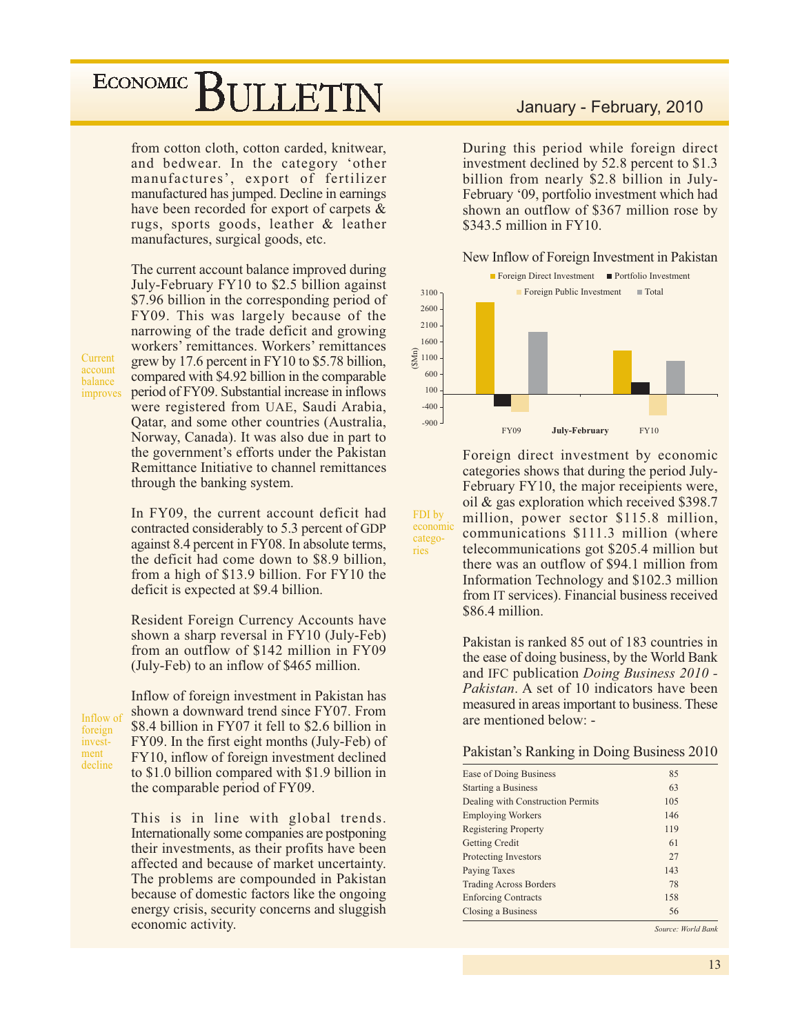from cotton cloth, cotton carded, knitwear, and bedwear. In the category 'other manufactures', export of fertilizer manufactured has jumped. Decline in earnings have been recorded for export of carpets & rugs, sports goods, leather & leather manufactures, surgical goods, etc.

Current account balance improves

The current account balance improved during July-February FY10 to $2.5 billion against $7.96 billion in the corresponding period of FY09. This was largely because of the narrowing of the trade deficit and growing workers' remittances. Workers' remittances grew by 17.6 percent in FY10 to $5.78 billion, compared with $4.92 billion in the comparable period of FY09. Substantial increase in inflows were registered from UAE, Saudi Arabia, Qatar, and some other countries (Australia, Norway, Canada). It was also due in part to the government's efforts under the Pakistan Remittance Initiative to channel remittances through the banking system.

In FY09, the current account deficit had contracted considerably to 5.3 percent of GDP against 8.4 percent in FY08. In absolute terms, the deficit had come down to $8.9 billion, from a high of $13.9 billion. For FY10 the deficit is expected at $9.4 billion.

Resident Foreign Currency Accounts have shown a sharp reversal in FY10 (July-Feb) from an outflow of $142 million in FY09 (July-Feb) to an inflow of $465 million.

Inflow of foreign investment decline

Inflow of foreign investment in Pakistan has shown a downward trend since FY07. From $8.4 billion in FY07 it fell to $2.6 billion in FY09. In the first eight months (July-Feb) of FY10, inflow of foreign investment declined to $1.0 billion compared with $1.9 billion in the comparable period of FY09.

This is in line with global trends. Internationally some companies are postponing their investments, as their profits have been affected and because of market uncertainty. The problems are compounded in Pakistan because of domestic factors like the ongoing energy crisis, security concerns and sluggish economic activity.

During this period while foreign direct investment declined by 52.8 percent to $1.3 billion from nearly $2.8 billion in July-February '09, portfolio investment which had shown an outflow of $367 million rose by $343.5 million in FY10.

New Inflow of Foreign Investment in Pakistan

FDI by economic categories

Foreign direct investment by economic categories shows that during the period July-February FY10, the major receipients were, oil & gas exploration which received $398.7 million, power sector $115.8 million, communications $111.3 million (where telecommunications got $205.4 million but there was an outflow of $94.1 million from Information Technology and $102.3 million from IT services). Financial business received $86.4 million.

Pakistan is ranked 85 out of 183 countries in the ease of doing business, by the World Bank and IFC publication *Doing Business 2010 - Pakistan*. A set of 10 indicators have been measured in areas important to business. These are mentioned below: -

Pakistan's Ranking in Doing Business 2010

| | |
|---|---|
| Ease of Doing Business | 85 |
| Starting a Business | 63 |
| Dealing with Construction Permits | 105 |
| Employing Workers | 146 |
| Registering Property | 119 |
| Getting Credit | 61 |
| Protecting Investors | 27 |
| Paying Taxes | 143 |
| Trading Across Borders | 78 |
| Enforcing Contracts | 158 |
| Closing a Business | 56 |

*Source: World Bank*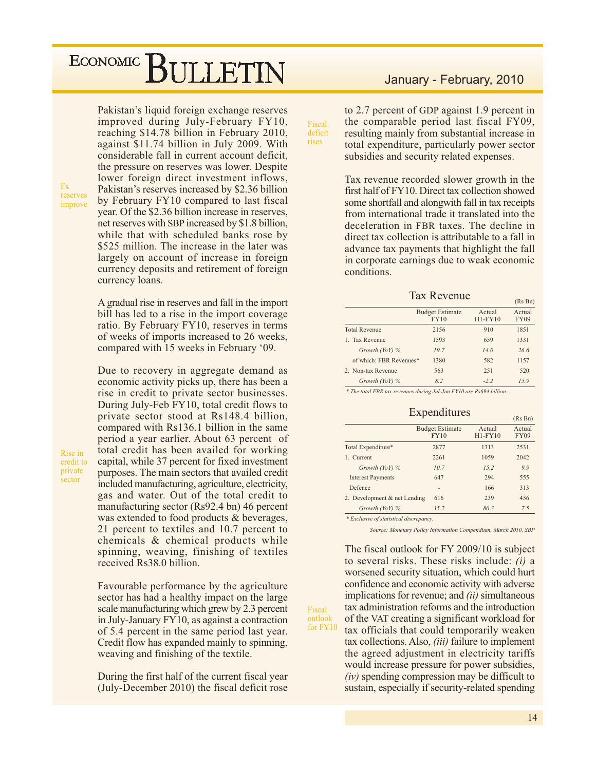Pakistan's liquid foreign exchange reserves improved during July-February FY10, reaching \$14.78 billion in February 2010, against \$11.74 billion in July 2009. With considerable fall in current account deficit, the pressure on reserves was lower. Despite lower foreign direct investment inflows, Pakistan's reserves increased by \$2.36 billion by February FY10 compared to last fiscal year. Of the \$2.36 billion increase in reserves, net reserves with SBP increased by \$1.8 billion, while that with scheduled banks rose by \$525 million. The increase in the later was largely on account of increase in foreign currency deposits and retirement of foreign currency loans.

*Fx reserves improve*

A gradual rise in reserves and fall in the import bill has led to a rise in the import coverage ratio. By February FY10, reserves in terms of weeks of imports increased to 26 weeks, compared with 15 weeks in February '09.

Due to recovery in aggregate demand as economic activity picks up, there has been a rise in credit to private sector businesses. During July-Feb FY10, total credit flows to private sector stood at Rs148.4 billion, compared with Rs136.1 billion in the same period a year earlier. About 63 percent of total credit has been availed for working capital, while 37 percent for fixed investment purposes. The main sectors that availed credit included manufacturing, agriculture, electricity, gas and water. Out of the total credit to manufacturing sector (Rs92.4 bn) 46 percent was extended to food products & beverages, 21 percent to textiles and 10.7 percent to chemicals & chemical products while spinning, weaving, finishing of textiles received Rs38.0 billion.

*Rise in credit to private sector*

Favourable performance by the agriculture sector has had a healthy impact on the large scale manufacturing which grew by 2.3 percent in July-January FY10, as against a contraction of 5.4 percent in the same period last year. Credit flow has expanded mainly to spinning, weaving and finishing of the textile.

*Fiscal deficit rises*

During the first half of the current fiscal year (July-December 2010) the fiscal deficit rose to 2.7 percent of GDP against 1.9 percent in the comparable period last fiscal FY09, resulting mainly from substantial increase in total expenditure, particularly power sector subsidies and security related expenses.

Tax revenue recorded slower growth in the first half of FY10. Direct tax collection showed some shortfall and alongwith fall in tax receipts from international trade it translated into the deceleration in FBR taxes. The decline in direct tax collection is attributable to a fall in advance tax payments that highlight the fall in corporate earnings due to weak economic conditions.

**Tax Revenue** (Rs Bn)

| | Budget Estimate FY10 | Actual H1-FY10 | Actual FY09 |
|---|---|---|---|
| Total Revenue | 2156 | 910 | 1851 |
| 1. Tax Revenue | 1593 | 659 | 1331 |
| *Growth (YoY) %* | *19.7* | *14.0* | *26.6* |
| of which: FBR Revenues* | 1380 | 582 | 1157 |
| 2. Non-tax Revenue | 563 | 251 | 520 |
| *Growth (YoY) %* | *8.2* | *-2.2* | *15.9* |

*\* The total FBR tax revenues during Jul-Jan FY10 are Rs694 billion.*

**Expenditures** (Rs Bn)

| | Budget Estimate FY10 | Actual H1-FY10 | Actual FY09 |
|---|---|---|---|
| Total Expenditure* | 2877 | 1313 | 2531 |
| 1. Current | 2261 | 1059 | 2042 |
| *Growth (YoY) %* | *10.7* | *15.2* | *9.9* |
| Interest Payments | 647 | 294 | 555 |
| Defence | - | 166 | 313 |
| 2. Development & net Lending | 616 | 239 | 456 |
| *Growth (YoY) %* | *35.2* | *80.3* | *7.5* |

*\* Exclusive of statistical discrepancy.*

*Source: Monetary Policy Information Compendium, March 2010, SBP*

*Fiscal outlook for FY10*

The fiscal outlook for FY 2009/10 is subject to several risks. These risks include: *(i)* a worsened security situation, which could hurt confidence and economic activity with adverse implications for revenue; and *(ii)* simultaneous tax administration reforms and the introduction of the VAT creating a significant workload for tax officials that could temporarily weaken tax collections. Also, *(iii)* failure to implement the agreed adjustment in electricity tariffs would increase pressure for power subsidies, *(iv)* spending compression may be difficult to sustain, especially if security-related spending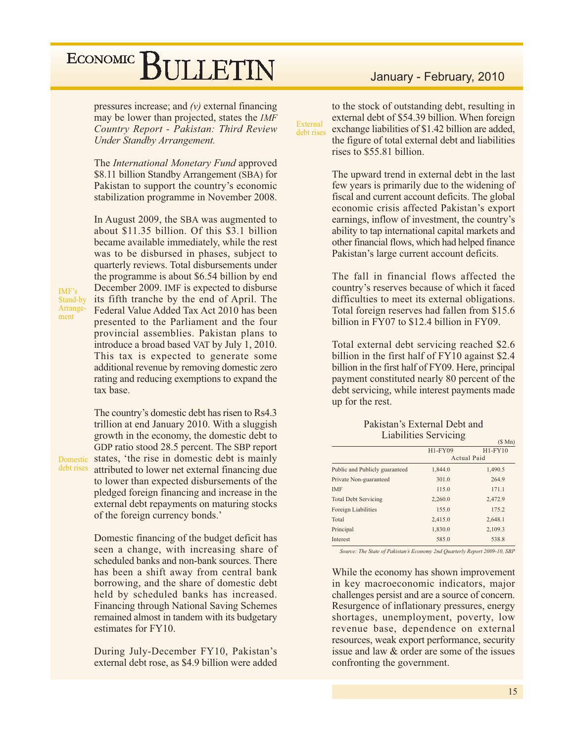pressures increase; and *(v)* external financing may be lower than projected, states the *IMF Country Report - Pakistan: Third Review Under Standby Arrangement.*

The *International Monetary Fund* approved $8.11 billion Standby Arrangement (SBA) for Pakistan to support the country's economic stabilization programme in November 2008.

IMF's Stand-by Arrangement

In August 2009, the SBA was augmented to about $11.35 billion. Of this $3.1 billion became available immediately, while the rest was to be disbursed in phases, subject to quarterly reviews. Total disbursements under the programme is about $6.54 billion by end December 2009. IMF is expected to disburse its fifth tranche by the end of April. The Federal Value Added Tax Act 2010 has been presented to the Parliament and the four provincial assemblies. Pakistan plans to introduce a broad based VAT by July 1, 2010. This tax is expected to generate some additional revenue by removing domestic zero rating and reducing exemptions to expand the tax base.

Domestic debt rises

The country's domestic debt has risen to Rs4.3 trillion at end January 2010. With a sluggish growth in the economy, the domestic debt to GDP ratio stood 28.5 percent. The SBP report states, 'the rise in domestic debt is mainly attributed to lower net external financing due to lower than expected disbursements of the pledged foreign financing and increase in the external debt repayments on maturing stocks of the foreign currency bonds.'

Domestic financing of the budget deficit has seen a change, with increasing share of scheduled banks and non-bank sources. There has been a shift away from central bank borrowing, and the share of domestic debt held by scheduled banks has increased. Financing through National Saving Schemes remained almost in tandem with its budgetary estimates for FY10.

During July-December FY10, Pakistan's external debt rose, as $4.9 billion were added to the stock of outstanding debt, resulting in external debt of $54.39 billion. When foreign exchange liabilities of $1.42 billion are added, the figure of total external debt and liabilities rises to $55.81 billion.

External debt rises

The upward trend in external debt in the last few years is primarily due to the widening of fiscal and current account deficits. The global economic crisis affected Pakistan's export earnings, inflow of investment, the country's ability to tap international capital markets and other financial flows, which had helped finance Pakistan's large current account deficits.

The fall in financial flows affected the country's reserves because of which it faced difficulties to meet its external obligations. Total foreign reserves had fallen from $15.6 billion in FY07 to $12.4 billion in FY09.

Total external debt servicing reached $2.6 billion in the first half of FY10 against $2.4 billion in the first half of FY09. Here, principal payment constituted nearly 80 percent of the debt servicing, while interest payments made up for the rest.

Pakistan's External Debt and Liabilities Servicing

($ Mn)

| | H1-FY09 | H1-FY10 |
|---|---|---|
| | Actual Paid | |
| Public and Publicly guaranteed | 1,844.0 | 1,490.5 |
| Private Non-guaranteed | 301.0 | 264.9 |
| IMF | 115.0 | 171.1 |
| Total Debt Servicing | 2,260.0 | 2,472.9 |
| Foreign Liabilities | 155.0 | 175.2 |
| Total | 2,415.0 | 2,648.1 |
| Principal | 1,830.0 | 2,109.3 |
| Interest | 585.0 | 538.8 |

*Source: The State of Pakistan's Economy 2nd Quarterly Report 2009-10, SBP*

While the economy has shown improvement in key macroeconomic indicators, major challenges persist and are a source of concern. Resurgence of inflationary pressures, energy shortages, unemployment, poverty, low revenue base, dependence on external resources, weak export performance, security issue and law & order are some of the issues confronting the government.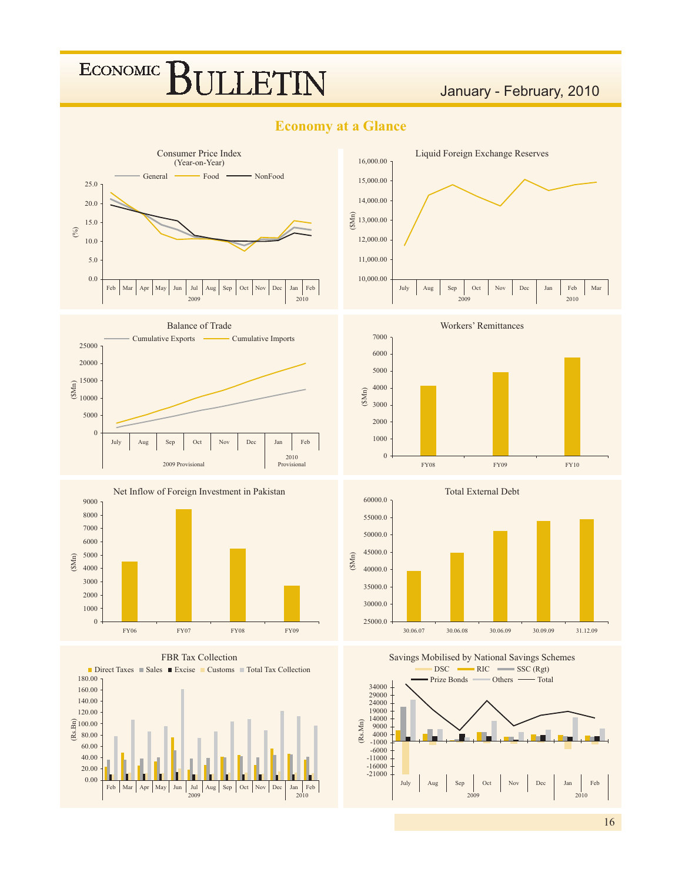## Economy at a Glance

**Consumer Price Index (Year-on-Year)**

General — Food — NonFood

(%) 0.0 5.0 10.0 15.0 20.0 25.0

Feb Mar Apr May Jun Jul Aug Sep Oct Nov Dec Jan Feb

2009 2010

**Liquid Foreign Exchange Reserves**

($Mn) 10,000.00 11,000.00 12,000.00 13,000.00 14,000.00 15,000.00 16,000.00

July Aug Sep Oct Nov Dec Jan Feb Mar

2009 2010

**Balance of Trade**

Cumulative Exports — Cumulative Imports

($Mn) 0 5000 10000 15000 20000 25000

July Aug Sep Oct Nov Dec Jan Feb

2009 Provisional — 2010 Provisional

**Workers' Remittances**

($Mn) 0 1000 2000 3000 4000 5000 6000 7000

FY08 FY09 FY10

**Net Inflow of Foreign Investment in Pakistan**

($Mn) 0 1000 2000 3000 4000 5000 6000 7000 8000 9000

FY06 FY07 FY08 FY09

**Total External Debt**

($Mn) 25000.0 30000.0 35000.0 40000.0 45000.0 50000.0 55000.0 60000.0

30.06.07 30.06.08 30.06.09 30.09.09 31.12.09

**FBR Tax Collection**

Direct Taxes, Sales, Excise, Customs, Total Tax Collection

(Rs.Bn) 0.00 20.00 40.00 60.00 80.00 100.00 120.00 140.00 160.00 180.00

Feb Mar Apr May Jun Jul Aug Sep Oct Nov Dec Jan Feb

2009 2010

**Savings Mobilised by National Savings Schemes**

DSC, RIC, SSC (Rgt), Prize Bonds, Others, Total

(Rs.Mn) -21000 -16000 -11000 -6000 -1000 4000 9000 14000 19000 24000 29000 34000

July Aug Sep Oct Nov Dec Jan Feb

2009 2010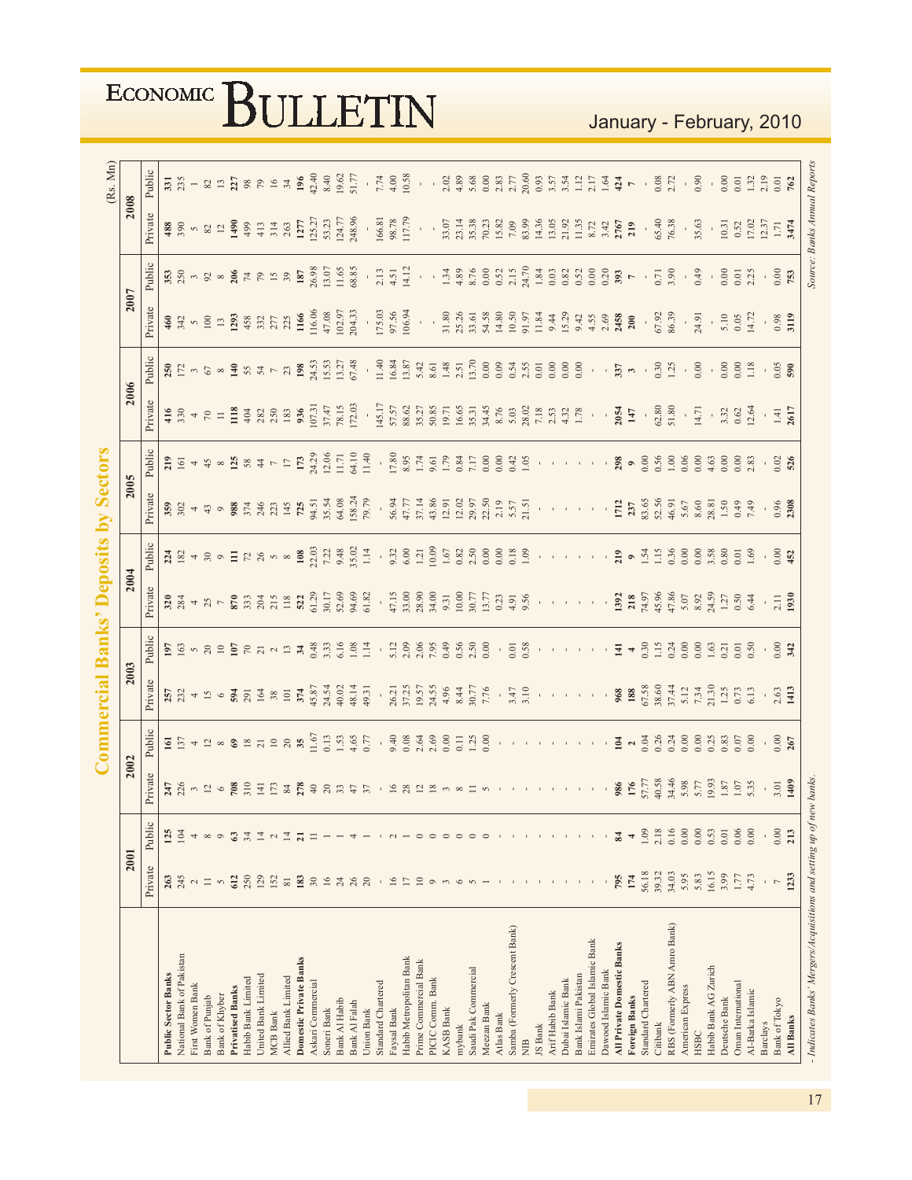# Commercial Banks' Deposits by Sectors

(Rs. Mn)

| | 2001 | | 2002 | | 2003 | | 2004 | | 2005 | | 2006 | | 2007 | | 2008 | |
|---|---|---|---|---|---|---|---|---|---|---|---|---|---|---|---|---|
| | Private | Public | Private | Public | Private | Public | Private | Public | Private | Public | Private | Public | Private | Public | Private | Public |
| **Public Sector Banks** | **263** | **125** | **247** | **161** | **257** | **197** | **320** | **224** | **359** | **219** | **416** | **250** | **460** | **353** | **488** | **331** |
| National Bank of Pakistan | 245 | 104 | 226 | 137 | 232 | 163 | 284 | 182 | 302 | 161 | 330 | 172 | 342 | 250 | 390 | 235 |
| First Women Bank | 2 | 4 | 3 | 4 | 4 | 5 | 4 | 4 | 4 | 4 | 4 | 3 | 5 | 3 | 5 | 1 |
| Bank of Punjab | 11 | 8 | 12 | 12 | 15 | 20 | 25 | 30 | 43 | 45 | 70 | 67 | 100 | 92 | 82 | 82 |
| Bank of Khyber | 5 | 9 | 6 | 8 | 6 | 10 | 7 | 9 | 9 | 8 | 11 | 8 | 13 | 8 | 12 | 13 |
| **Privatised Banks** | **612** | **63** | **708** | **69** | **594** | **107** | **870** | **111** | **988** | **125** | **1118** | **140** | **1293** | **206** | **1490** | **227** |
| Habib Bank Limited | 250 | 34 | 310 | 18 | 291 | 70 | 333 | 72 | 374 | 58 | 404 | 55 | 458 | 74 | 499 | 98 |
| United Bank Limited | 129 | 14 | 141 | 21 | 164 | 21 | 204 | 26 | 246 | 44 | 282 | 54 | 332 | 79 | 413 | 79 |
| MCB Bank | 152 | 2 | 173 | 10 | 38 | 2 | 215 | 5 | 223 | 7 | 250 | 7 | 277 | 15 | 314 | 16 |
| Allied Bank Limited | 81 | 14 | 84 | 20 | 101 | 13 | 118 | 8 | 145 | 17 | 183 | 23 | 225 | 39 | 263 | 34 |
| **Domestic Private Banks** | **183** | **21** | **278** | **35** | **374** | **34** | **522** | **108** | **725** | **173** | **936** | **198** | **1166** | **187** | **1277** | **196** |
| Askari Commercial | 30 | 11 | 40 | 11.67 | 45.87 | 0.48 | 61.29 | 22.03 | 94.51 | 24.29 | 107.31 | 24.53 | 116.06 | 26.98 | 125.27 | 42.40 |
| Soneri Bank | 16 | 1 | 20 | 0.13 | 24.54 | 3.33 | 30.17 | 7.22 | 35.54 | 12.06 | 37.47 | 15.53 | 47.08 | 13.07 | 53.23 | 8.40 |
| Bank Al Habib | 24 | 1 | 33 | 1.53 | 40.02 | 6.16 | 52.69 | 9.48 | 64.08 | 11.71 | 78.15 | 13.27 | 102.97 | 11.65 | 124.77 | 19.62 |
| Bank Al Falah | 26 | 4 | 47 | 4.65 | 48.14 | 1.08 | 94.69 | 35.02 | 158.24 | 64.10 | 172.03 | 67.48 | 204.33 | 68.85 | 248.96 | 51.77 |
| Union Bank | 20 | 1 | 37 | 0.77 | 49.31 | 1.14 | 61.82 | 1.14 | 79.79 | 11.40 | - | - | - | - | - | - |
| Standard Chartered | - | - | - | - | - | - | - | - | - | - | 145.17 | 11.40 | 175.03 | 2.13 | 166.81 | 7.74 |
| Faysal Bank | 16 | 2 | 16 | 9.40 | 26.21 | 5.12 | 47.15 | 9.32 | 56.94 | 17.80 | 57.57 | 16.84 | 97.56 | 4.51 | 98.78 | 4.00 |
| Habib Metropolitan Bank | 17 | 1 | 28 | 0.08 | 37.25 | 2.09 | 33.00 | 6.00 | 47.77 | 8.95 | 88.62 | 13.87 | 106.94 | 14.12 | 117.79 | 10.58 |
| Prime Commercial Bank | 10 | 0 | 12 | 2.64 | 19.57 | 2.06 | 28.90 | 1.21 | 37.14 | 1.74 | 35.27 | 5.42 | - | - | - | - |
| PICIC Comm. Bank | 9 | 0 | 18 | 2.69 | 24.55 | 7.95 | 34.00 | 10.09 | 43.86 | 9.61 | 50.85 | 8.61 | - | - | - | - |
| KASB Bank | 3 | 0 | 3 | 0.00 | 4.96 | 0.49 | 9.31 | 1.67 | 12.91 | 1.79 | 19.71 | 1.48 | 31.80 | 1.34 | 33.07 | 2.02 |
| mybank | 6 | 0 | 8 | 0.11 | 8.44 | 0.56 | 10.00 | 0.82 | 12.02 | 0.84 | 16.65 | 2.51 | 25.26 | 4.89 | 23.14 | 4.89 |
| Saudi Pak Commercial | 5 | 0 | 11 | 1.25 | 30.77 | 2.50 | 30.77 | 2.50 | 29.97 | 7.17 | 35.31 | 13.70 | 33.61 | 8.76 | 35.38 | 5.68 |
| Meezan Bank | 1 | 0 | 5 | 0.00 | 7.76 | 0.00 | 13.77 | 0.00 | 22.50 | 0.00 | 34.45 | 0.00 | 54.58 | 0.00 | 70.23 | 0.00 |
| Atlas Bank | - | - | - | - | - | - | 0.23 | 0.00 | 2.19 | 0.00 | 8.76 | 0.09 | 14.80 | 0.52 | 15.82 | 2.83 |
| Samba (Formerly Crescent Bank) | - | - | - | - | 3.47 | 0.01 | 4.91 | 0.18 | 5.57 | 0.42 | 5.03 | 0.54 | 10.50 | 2.15 | 7.09 | 2.77 |
| NIB | - | - | - | - | 3.10 | 0.58 | 9.56 | 1.09 | 21.51 | 1.05 | 28.02 | 2.55 | 91.97 | 24.70 | 83.99 | 20.60 |
| JS Bank | - | - | - | - | - | - | - | - | - | - | 7.18 | 0.01 | 11.84 | 1.84 | 14.36 | 0.93 |
| Arif Habib Bank | - | - | - | - | - | - | - | - | - | - | 2.53 | 0.00 | 9.44 | 0.03 | 13.05 | 3.57 |
| Dubai Islamic Bank | - | - | - | - | - | - | - | - | - | - | 4.32 | 0.00 | 15.29 | 0.82 | 21.92 | 3.54 |
| Bank Islami Pakistan | - | - | - | - | - | - | - | - | - | - | 1.78 | 0.00 | 9.42 | 0.52 | 11.35 | 1.12 |
| Emirates Global Islamic Bank | - | - | - | - | - | - | - | - | - | - | - | - | 4.55 | 0.00 | 8.72 | 2.17 |
| Dawood Islamic Bank | - | - | - | - | - | - | - | - | - | - | - | - | 2.69 | 0.20 | 3.42 | 1.64 |
| **All Private Domestic Banks** | **795** | **84** | **986** | **104** | **968** | **141** | **1392** | **219** | **1712** | **298** | **2054** | **337** | **2458** | **393** | **2767** | **424** |
| **Foreign Banks** | **174** | **4** | **176** | **2** | **188** | **4** | **218** | **9** | **237** | **9** | **147** | **3** | **200** | **7** | **219** | **7** |
| Standard Chartered | 56.18 | 1.09 | 57.77 | 0.04 | 67.58 | 0.30 | 74.97 | 1.54 | 83.65 | 0.00 | - | - | - | - | - | - |
| Citibank | 39.32 | 2.18 | 40.58 | 0.26 | 38.60 | 1.15 | 45.96 | 1.15 | 52.56 | 0.56 | 62.80 | 0.30 | 67.92 | 0.71 | 65.40 | 0.08 |
| RBS (Formerly ABN Amro Bank) | 34.03 | 0.16 | 34.46 | 0.24 | 37.44 | 0.24 | 47.86 | 0.36 | 46.91 | 1.00 | 51.80 | 1.25 | 86.39 | 3.90 | 76.38 | 2.72 |
| American Express | 5.95 | 0.00 | 5.98 | 0.00 | 5.12 | 0.00 | 5.07 | 0.00 | 5.67 | 0.06 | - | - | - | - | - | - |
| HSBC | 5.83 | 0.00 | 5.77 | 0.00 | 7.34 | 0.00 | 8.92 | 0.00 | 8.60 | 0.00 | 14.71 | 0.00 | 24.91 | 0.49 | 35.63 | 0.90 |
| Habib Bank AG Zurich | 16.15 | 0.53 | 19.93 | 0.25 | 21.30 | 1.63 | 24.59 | 3.58 | 28.81 | 4.63 | - | - | - | - | - | - |
| Deutsche Bank | 3.99 | 0.01 | 1.87 | 0.83 | 1.25 | 0.21 | 1.27 | 0.80 | 1.50 | 0.00 | 3.32 | 0.00 | 5.10 | 0.00 | 10.31 | 0.00 |
| Oman International | 1.77 | 0.06 | 1.07 | 0.07 | 0.73 | 0.01 | 0.50 | 0.01 | 0.49 | 0.00 | 0.62 | 0.00 | 0.05 | 0.01 | 0.52 | 0.01 |
| Al-Barka Islamic | 4.73 | 0.00 | 5.35 | 0.00 | 6.13 | 0.50 | 6.44 | 1.69 | 7.49 | 2.83 | 12.64 | 1.18 | 14.72 | 2.25 | 17.02 | 1.32 |
| Barclays | - | - | - | - | - | - | - | - | - | - | - | - | - | - | 12.37 | 2.19 |
| Bank of Tokyo | 7 | 0.00 | 3.01 | 0.00 | 2.63 | 0.00 | 2.11 | 0.00 | 0.96 | 0.02 | 1.41 | 0.05 | 0.98 | 0.00 | 1.71 | 0.01 |
| **All Banks** | **1233** | **213** | **1409** | **267** | **1413** | **342** | **1930** | **452** | **2308** | **526** | **2617** | **590** | **3119** | **753** | **3474** | **762** |

*- Indicates Banks' Mergers/Acquisitions and setting up of new banks.*

*Source: Banks Annual Reports*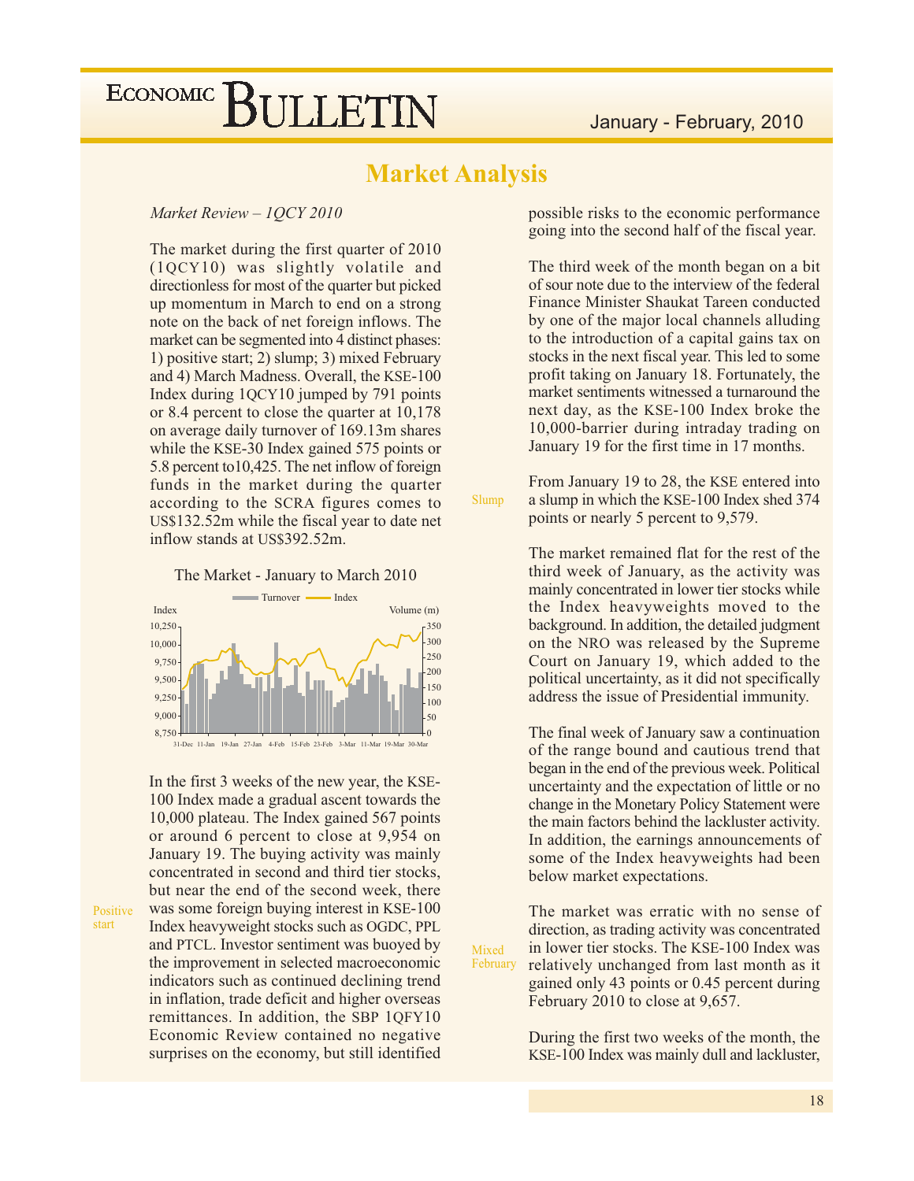## Market Analysis

*Market Review – 1QCY 2010*

The market during the first quarter of 2010 (1QCY10) was slightly volatile and directionless for most of the quarter but picked up momentum in March to end on a strong note on the back of net foreign inflows. The market can be segmented into 4 distinct phases: 1) positive start; 2) slump; 3) mixed February and 4) March Madness. Overall, the KSE-100 Index during 1QCY10 jumped by 791 points or 8.4 percent to close the quarter at 10,178 on average daily turnover of 169.13m shares while the KSE-30 Index gained 575 points or 5.8 percent to10,425. The net inflow of foreign funds in the market during the quarter according to the SCRA figures comes to US$132.52m while the fiscal year to date net inflow stands at US$392.52m.

The Market - January to March 2010

Positive start

In the first 3 weeks of the new year, the KSE-100 Index made a gradual ascent towards the 10,000 plateau. The Index gained 567 points or around 6 percent to close at 9,954 on January 19. The buying activity was mainly concentrated in second and third tier stocks, but near the end of the second week, there was some foreign buying interest in KSE-100 Index heavyweight stocks such as OGDC, PPL and PTCL. Investor sentiment was buoyed by the improvement in selected macroeconomic indicators such as continued declining trend in inflation, trade deficit and higher overseas remittances. In addition, the SBP 1QFY10 Economic Review contained no negative surprises on the economy, but still identified possible risks to the economic performance going into the second half of the fiscal year.

The third week of the month began on a bit of sour note due to the interview of the federal Finance Minister Shaukat Tareen conducted by one of the major local channels alluding to the introduction of a capital gains tax on stocks in the next fiscal year. This led to some profit taking on January 18. Fortunately, the market sentiments witnessed a turnaround the next day, as the KSE-100 Index broke the 10,000-barrier during intraday trading on January 19 for the first time in 17 months.

Slump

From January 19 to 28, the KSE entered into a slump in which the KSE-100 Index shed 374 points or nearly 5 percent to 9,579.

The market remained flat for the rest of the third week of January, as the activity was mainly concentrated in lower tier stocks while the Index heavyweights moved to the background. In addition, the detailed judgment on the NRO was released by the Supreme Court on January 19, which added to the political uncertainty, as it did not specifically address the issue of Presidential immunity.

The final week of January saw a continuation of the range bound and cautious trend that began in the end of the previous week. Political uncertainty and the expectation of little or no change in the Monetary Policy Statement were the main factors behind the lackluster activity. In addition, the earnings announcements of some of the Index heavyweights had been below market expectations.

Mixed February

The market was erratic with no sense of direction, as trading activity was concentrated in lower tier stocks. The KSE-100 Index was relatively unchanged from last month as it gained only 43 points or 0.45 percent during February 2010 to close at 9,657.

During the first two weeks of the month, the KSE-100 Index was mainly dull and lackluster,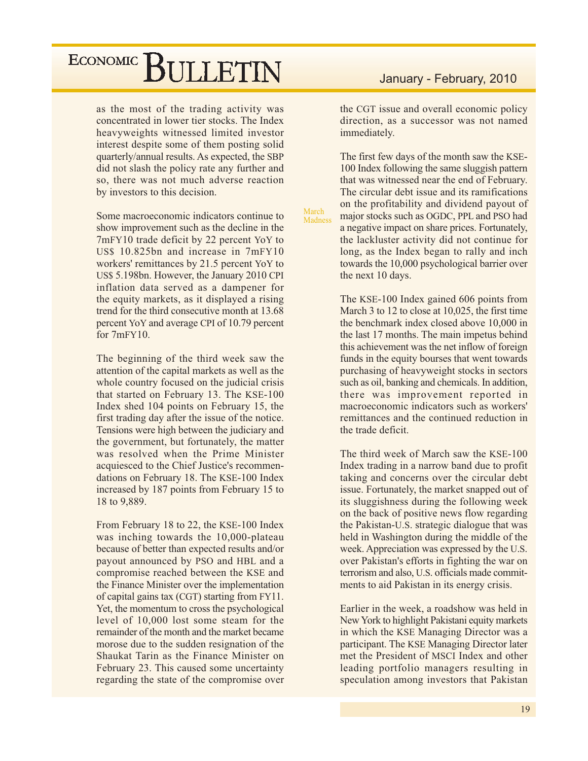as the most of the trading activity was concentrated in lower tier stocks. The Index heavyweights witnessed limited investor interest despite some of them posting solid quarterly/annual results. As expected, the SBP did not slash the policy rate any further and so, there was not much adverse reaction by investors to this decision.

Some macroeconomic indicators continue to show improvement such as the decline in the 7mFY10 trade deficit by 22 percent YoY to US$ 10.825bn and increase in 7mFY10 workers' remittances by 21.5 percent YoY to US$ 5.198bn. However, the January 2010 CPI inflation data served as a dampener for the equity markets, as it displayed a rising trend for the third consecutive month at 13.68 percent YoY and average CPI of 10.79 percent for 7mFY10.

The beginning of the third week saw the attention of the capital markets as well as the whole country focused on the judicial crisis that started on February 13. The KSE-100 Index shed 104 points on February 15, the first trading day after the issue of the notice. Tensions were high between the judiciary and the government, but fortunately, the matter was resolved when the Prime Minister acquiesced to the Chief Justice's recommendations on February 18. The KSE-100 Index increased by 187 points from February 15 to 18 to 9,889.

From February 18 to 22, the KSE-100 Index was inching towards the 10,000-plateau because of better than expected results and/or payout announced by PSO and HBL and a compromise reached between the KSE and the Finance Minister over the implementation of capital gains tax (CGT) starting from FY11. Yet, the momentum to cross the psychological level of 10,000 lost some steam for the remainder of the month and the market became morose due to the sudden resignation of the Shaukat Tarin as the Finance Minister on February 23. This caused some uncertainty regarding the state of the compromise over the CGT issue and overall economic policy direction, as a successor was not named immediately.

### March Madness

The first few days of the month saw the KSE-100 Index following the same sluggish pattern that was witnessed near the end of February. The circular debt issue and its ramifications on the profitability and dividend payout of major stocks such as OGDC, PPL and PSO had a negative impact on share prices. Fortunately, the lackluster activity did not continue for long, as the Index began to rally and inch towards the 10,000 psychological barrier over the next 10 days.

The KSE-100 Index gained 606 points from March 3 to 12 to close at 10,025, the first time the benchmark index closed above 10,000 in the last 17 months. The main impetus behind this achievement was the net inflow of foreign funds in the equity bourses that went towards purchasing of heavyweight stocks in sectors such as oil, banking and chemicals. In addition, there was improvement reported in macroeconomic indicators such as workers' remittances and the continued reduction in the trade deficit.

The third week of March saw the KSE-100 Index trading in a narrow band due to profit taking and concerns over the circular debt issue. Fortunately, the market snapped out of its sluggishness during the following week on the back of positive news flow regarding the Pakistan-U.S. strategic dialogue that was held in Washington during the middle of the week. Appreciation was expressed by the U.S. over Pakistan's efforts in fighting the war on terrorism and also, U.S. officials made commitments to aid Pakistan in its energy crisis.

Earlier in the week, a roadshow was held in New York to highlight Pakistani equity markets in which the KSE Managing Director was a participant. The KSE Managing Director later met the President of MSCI Index and other leading portfolio managers resulting in speculation among investors that Pakistan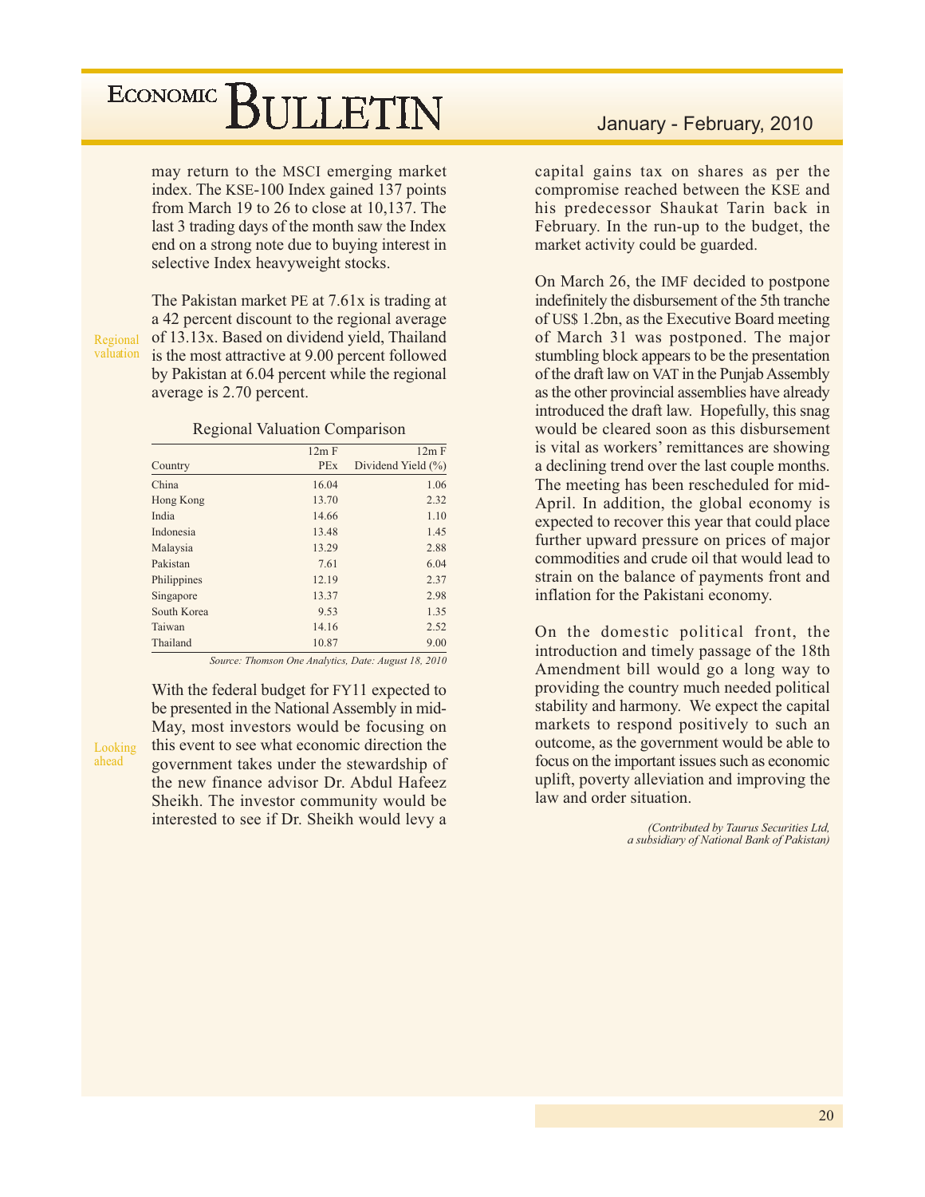may return to the MSCI emerging market index. The KSE-100 Index gained 137 points from March 19 to 26 to close at 10,137. The last 3 trading days of the month saw the Index end on a strong note due to buying interest in selective Index heavyweight stocks.

*Regional valuation*

The Pakistan market PE at 7.61x is trading at a 42 percent discount to the regional average of 13.13x. Based on dividend yield, Thailand is the most attractive at 9.00 percent followed by Pakistan at 6.04 percent while the regional average is 2.70 percent.

Regional Valuation Comparison

| Country | 12m F PEx | 12m F Dividend Yield (%) |
|---|---|---|
| China | 16.04 | 1.06 |
| Hong Kong | 13.70 | 2.32 |
| India | 14.66 | 1.10 |
| Indonesia | 13.48 | 1.45 |
| Malaysia | 13.29 | 2.88 |
| Pakistan | 7.61 | 6.04 |
| Philippines | 12.19 | 2.37 |
| Singapore | 13.37 | 2.98 |
| South Korea | 9.53 | 1.35 |
| Taiwan | 14.16 | 2.52 |
| Thailand | 10.87 | 9.00 |

*Source: Thomson One Analytics, Date: August 18, 2010*

*Looking ahead*

With the federal budget for FY11 expected to be presented in the National Assembly in mid-May, most investors would be focusing on this event to see what economic direction the government takes under the stewardship of the new finance advisor Dr. Abdul Hafeez Sheikh. The investor community would be interested to see if Dr. Sheikh would levy a capital gains tax on shares as per the compromise reached between the KSE and his predecessor Shaukat Tarin back in February. In the run-up to the budget, the market activity could be guarded.

On March 26, the IMF decided to postpone indefinitely the disbursement of the 5th tranche of US$ 1.2bn, as the Executive Board meeting of March 31 was postponed. The major stumbling block appears to be the presentation of the draft law on VAT in the Punjab Assembly as the other provincial assemblies have already introduced the draft law. Hopefully, this snag would be cleared soon as this disbursement is vital as workers' remittances are showing a declining trend over the last couple months. The meeting has been rescheduled for mid-April. In addition, the global economy is expected to recover this year that could place further upward pressure on prices of major commodities and crude oil that would lead to strain on the balance of payments front and inflation for the Pakistani economy.

On the domestic political front, the introduction and timely passage of the 18th Amendment bill would go a long way to providing the country much needed political stability and harmony. We expect the capital markets to respond positively to such an outcome, as the government would be able to focus on the important issues such as economic uplift, poverty alleviation and improving the law and order situation.

*(Contributed by Taurus Securities Ltd, a subsidiary of National Bank of Pakistan)*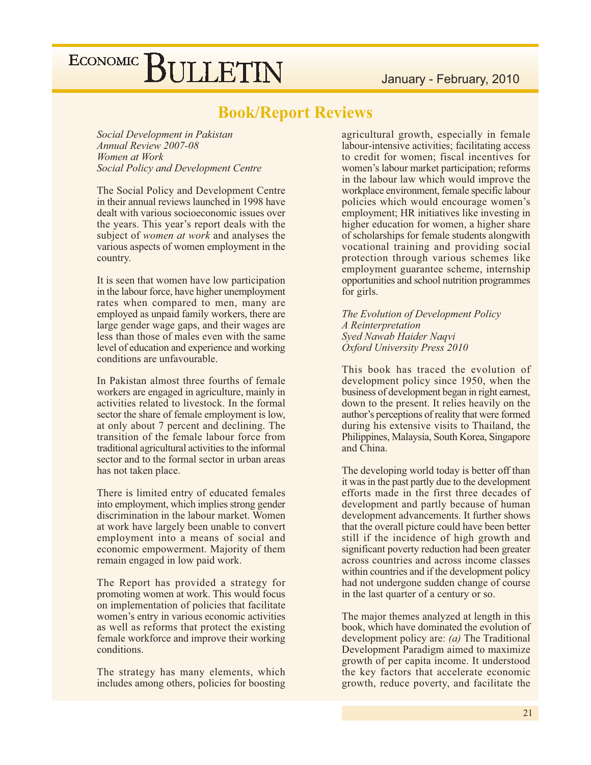## Book/Report Reviews

*Social Development in Pakistan*
*Annual Review 2007-08*
*Women at Work*
*Social Policy and Development Centre*

The Social Policy and Development Centre in their annual reviews launched in 1998 have dealt with various socioeconomic issues over the years. This year's report deals with the subject of *women at work* and analyses the various aspects of women employment in the country.

It is seen that women have low participation in the labour force, have higher unemployment rates when compared to men, many are employed as unpaid family workers, there are large gender wage gaps, and their wages are less than those of males even with the same level of education and experience and working conditions are unfavourable.

In Pakistan almost three fourths of female workers are engaged in agriculture, mainly in activities related to livestock. In the formal sector the share of female employment is low, at only about 7 percent and declining. The transition of the female labour force from traditional agricultural activities to the informal sector and to the formal sector in urban areas has not taken place.

There is limited entry of educated females into employment, which implies strong gender discrimination in the labour market. Women at work have largely been unable to convert employment into a means of social and economic empowerment. Majority of them remain engaged in low paid work.

The Report has provided a strategy for promoting women at work. This would focus on implementation of policies that facilitate women's entry in various economic activities as well as reforms that protect the existing female workforce and improve their working conditions.

The strategy has many elements, which includes among others, policies for boosting agricultural growth, especially in female labour-intensive activities; facilitating access to credit for women; fiscal incentives for women's labour market participation; reforms in the labour law which would improve the workplace environment, female specific labour policies which would encourage women's employment; HR initiatives like investing in higher education for women, a higher share of scholarships for female students alongwith vocational training and providing social protection through various schemes like employment guarantee scheme, internship opportunities and school nutrition programmes for girls.

*The Evolution of Development Policy*
*A Reinterpretation*
*Syed Nawab Haider Naqvi*
*Oxford University Press 2010*

This book has traced the evolution of development policy since 1950, when the business of development began in right earnest, down to the present. It relies heavily on the author's perceptions of reality that were formed during his extensive visits to Thailand, the Philippines, Malaysia, South Korea, Singapore and China.

The developing world today is better off than it was in the past partly due to the development efforts made in the first three decades of development and partly because of human development advancements. It further shows that the overall picture could have been better still if the incidence of high growth and significant poverty reduction had been greater across countries and across income classes within countries and if the development policy had not undergone sudden change of course in the last quarter of a century or so.

The major themes analyzed at length in this book, which have dominated the evolution of development policy are: *(a)* The Traditional Development Paradigm aimed to maximize growth of per capita income. It understood the key factors that accelerate economic growth, reduce poverty, and facilitate the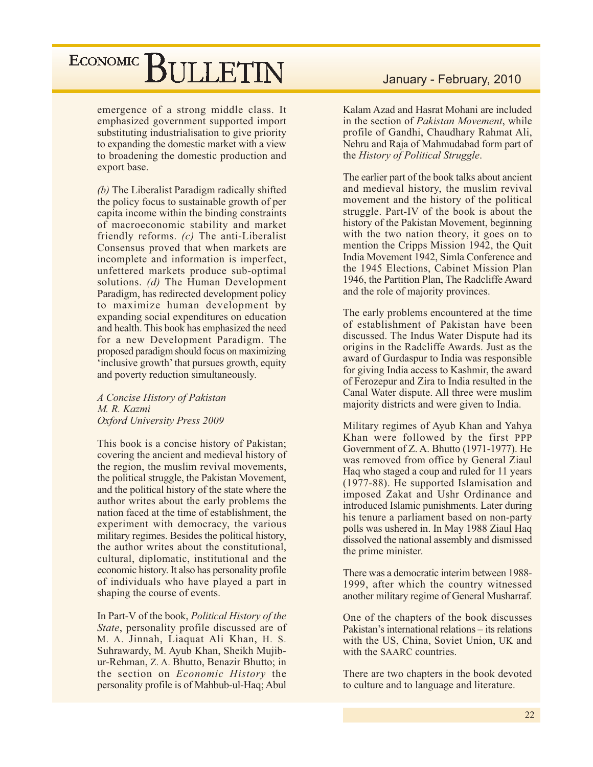emergence of a strong middle class. It emphasized government supported import substituting industrialisation to give priority to expanding the domestic market with a view to broadening the domestic production and export base.

*(b)* The Liberalist Paradigm radically shifted the policy focus to sustainable growth of per capita income within the binding constraints of macroeconomic stability and market friendly reforms. *(c)* The anti-Liberalist Consensus proved that when markets are incomplete and information is imperfect, unfettered markets produce sub-optimal solutions. *(d)* The Human Development Paradigm, has redirected development policy to maximize human development by expanding social expenditures on education and health. This book has emphasized the need for a new Development Paradigm. The proposed paradigm should focus on maximizing 'inclusive growth' that pursues growth, equity and poverty reduction simultaneously.

*A Concise History of Pakistan*
*M. R. Kazmi*
*Oxford University Press 2009*

This book is a concise history of Pakistan; covering the ancient and medieval history of the region, the muslim revival movements, the political struggle, the Pakistan Movement, and the political history of the state where the author writes about the early problems the nation faced at the time of establishment, the experiment with democracy, the various military regimes. Besides the political history, the author writes about the constitutional, cultural, diplomatic, institutional and the economic history. It also has personality profile of individuals who have played a part in shaping the course of events.

In Part-V of the book, *Political History of the State*, personality profile discussed are of M. A. Jinnah, Liaquat Ali Khan, H. S. Suhrawardy, M. Ayub Khan, Sheikh Mujib-ur-Rehman, Z. A. Bhutto, Benazir Bhutto; in the section on *Economic History* the personality profile is of Mahbub-ul-Haq; Abul Kalam Azad and Hasrat Mohani are included in the section of *Pakistan Movement*, while profile of Gandhi, Chaudhary Rahmat Ali, Nehru and Raja of Mahmudabad form part of the *History of Political Struggle*.

The earlier part of the book talks about ancient and medieval history, the muslim revival movement and the history of the political struggle. Part-IV of the book is about the history of the Pakistan Movement, beginning with the two nation theory, it goes on to mention the Cripps Mission 1942, the Quit India Movement 1942, Simla Conference and the 1945 Elections, Cabinet Mission Plan 1946, the Partition Plan, The Radcliffe Award and the role of majority provinces.

The early problems encountered at the time of establishment of Pakistan have been discussed. The Indus Water Dispute had its origins in the Radcliffe Awards. Just as the award of Gurdaspur to India was responsible for giving India access to Kashmir, the award of Ferozepur and Zira to India resulted in the Canal Water dispute. All three were muslim majority districts and were given to India.

Military regimes of Ayub Khan and Yahya Khan were followed by the first PPP Government of Z. A. Bhutto (1971-1977). He was removed from office by General Ziaul Haq who staged a coup and ruled for 11 years (1977-88). He supported Islamisation and imposed Zakat and Ushr Ordinance and introduced Islamic punishments. Later during his tenure a parliament based on non-party polls was ushered in. In May 1988 Ziaul Haq dissolved the national assembly and dismissed the prime minister.

There was a democratic interim between 1988-1999, after which the country witnessed another military regime of General Musharraf.

One of the chapters of the book discusses Pakistan's international relations – its relations with the US, China, Soviet Union, UK and with the SAARC countries.

There are two chapters in the book devoted to culture and to language and literature.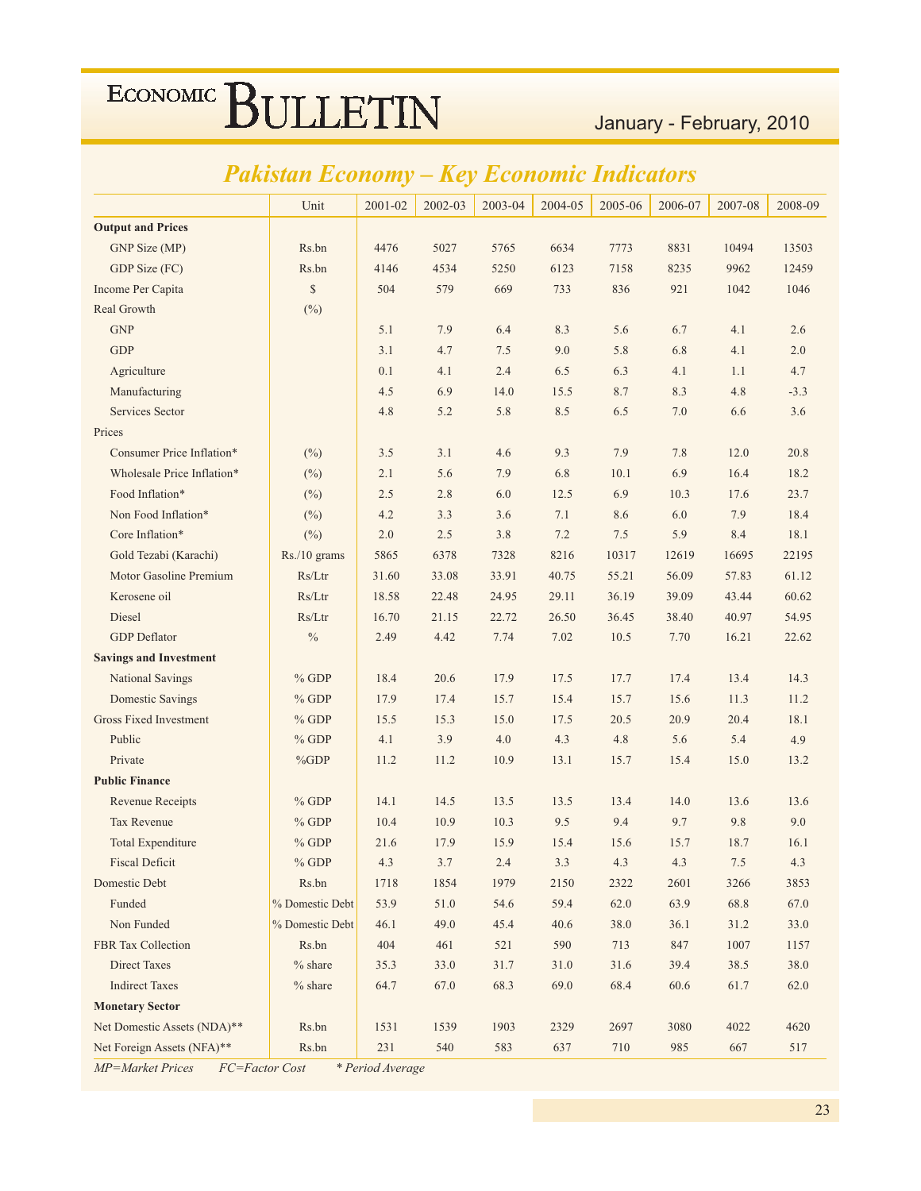## Pakistan Economy – Key Economic Indicators

| | Unit | 2001-02 | 2002-03 | 2003-04 | 2004-05 | 2005-06 | 2006-07 | 2007-08 | 2008-09 |
|---|---|---|---|---|---|---|---|---|---|
| **Output and Prices** | | | | | | | | | |
| GNP Size (MP) | Rs.bn | 4476 | 5027 | 5765 | 6634 | 7773 | 8831 | 10494 | 13503 |
| GDP Size (FC) | Rs.bn | 4146 | 4534 | 5250 | 6123 | 7158 | 8235 | 9962 | 12459 |
| Income Per Capita | $ | 504 | 579 | 669 | 733 | 836 | 921 | 1042 | 1046 |
| Real Growth | (%) | | | | | | | | |
| GNP | | 5.1 | 7.9 | 6.4 | 8.3 | 5.6 | 6.7 | 4.1 | 2.6 |
| GDP | | 3.1 | 4.7 | 7.5 | 9.0 | 5.8 | 6.8 | 4.1 | 2.0 |
| Agriculture | | 0.1 | 4.1 | 2.4 | 6.5 | 6.3 | 4.1 | 1.1 | 4.7 |
| Manufacturing | | 4.5 | 6.9 | 14.0 | 15.5 | 8.7 | 8.3 | 4.8 | -3.3 |
| Services Sector | | 4.8 | 5.2 | 5.8 | 8.5 | 6.5 | 7.0 | 6.6 | 3.6 |
| Prices | | | | | | | | | |
| Consumer Price Inflation* | (%) | 3.5 | 3.1 | 4.6 | 9.3 | 7.9 | 7.8 | 12.0 | 20.8 |
| Wholesale Price Inflation* | (%) | 2.1 | 5.6 | 7.9 | 6.8 | 10.1 | 6.9 | 16.4 | 18.2 |
| Food Inflation* | (%) | 2.5 | 2.8 | 6.0 | 12.5 | 6.9 | 10.3 | 17.6 | 23.7 |
| Non Food Inflation* | (%) | 4.2 | 3.3 | 3.6 | 7.1 | 8.6 | 6.0 | 7.9 | 18.4 |
| Core Inflation* | (%) | 2.0 | 2.5 | 3.8 | 7.2 | 7.5 | 5.9 | 8.4 | 18.1 |
| Gold Tezabi (Karachi) | Rs./10 grams | 5865 | 6378 | 7328 | 8216 | 10317 | 12619 | 16695 | 22195 |
| Motor Gasoline Premium | Rs/Ltr | 31.60 | 33.08 | 33.91 | 40.75 | 55.21 | 56.09 | 57.83 | 61.12 |
| Kerosene oil | Rs/Ltr | 18.58 | 22.48 | 24.95 | 29.11 | 36.19 | 39.09 | 43.44 | 60.62 |
| Diesel | Rs/Ltr | 16.70 | 21.15 | 22.72 | 26.50 | 36.45 | 38.40 | 40.97 | 54.95 |
| GDP Deflator | % | 2.49 | 4.42 | 7.74 | 7.02 | 10.5 | 7.70 | 16.21 | 22.62 |
| **Savings and Investment** | | | | | | | | | |
| National Savings | % GDP | 18.4 | 20.6 | 17.9 | 17.5 | 17.7 | 17.4 | 13.4 | 14.3 |
| Domestic Savings | % GDP | 17.9 | 17.4 | 15.7 | 15.4 | 15.7 | 15.6 | 11.3 | 11.2 |
| Gross Fixed Investment | % GDP | 15.5 | 15.3 | 15.0 | 17.5 | 20.5 | 20.9 | 20.4 | 18.1 |
| Public | % GDP | 4.1 | 3.9 | 4.0 | 4.3 | 4.8 | 5.6 | 5.4 | 4.9 |
| Private | %GDP | 11.2 | 11.2 | 10.9 | 13.1 | 15.7 | 15.4 | 15.0 | 13.2 |
| **Public Finance** | | | | | | | | | |
| Revenue Receipts | % GDP | 14.1 | 14.5 | 13.5 | 13.5 | 13.4 | 14.0 | 13.6 | 13.6 |
| Tax Revenue | % GDP | 10.4 | 10.9 | 10.3 | 9.5 | 9.4 | 9.7 | 9.8 | 9.0 |
| Total Expenditure | % GDP | 21.6 | 17.9 | 15.9 | 15.4 | 15.6 | 15.7 | 18.7 | 16.1 |
| Fiscal Deficit | % GDP | 4.3 | 3.7 | 2.4 | 3.3 | 4.3 | 4.3 | 7.5 | 4.3 |
| Domestic Debt | Rs.bn | 1718 | 1854 | 1979 | 2150 | 2322 | 2601 | 3266 | 3853 |
| Funded | % Domestic Debt | 53.9 | 51.0 | 54.6 | 59.4 | 62.0 | 63.9 | 68.8 | 67.0 |
| Non Funded | % Domestic Debt | 46.1 | 49.0 | 45.4 | 40.6 | 38.0 | 36.1 | 31.2 | 33.0 |
| FBR Tax Collection | Rs.bn | 404 | 461 | 521 | 590 | 713 | 847 | 1007 | 1157 |
| Direct Taxes | % share | 35.3 | 33.0 | 31.7 | 31.0 | 31.6 | 39.4 | 38.5 | 38.0 |
| Indirect Taxes | % share | 64.7 | 67.0 | 68.3 | 69.0 | 68.4 | 60.6 | 61.7 | 62.0 |
| **Monetary Sector** | | | | | | | | | |
| Net Domestic Assets (NDA)** | Rs.bn | 1531 | 1539 | 1903 | 2329 | 2697 | 3080 | 4022 | 4620 |
| Net Foreign Assets (NFA)** | Rs.bn | 231 | 540 | 583 | 637 | 710 | 985 | 667 | 517 |

*MP=Market Prices FC=Factor Cost * Period Average*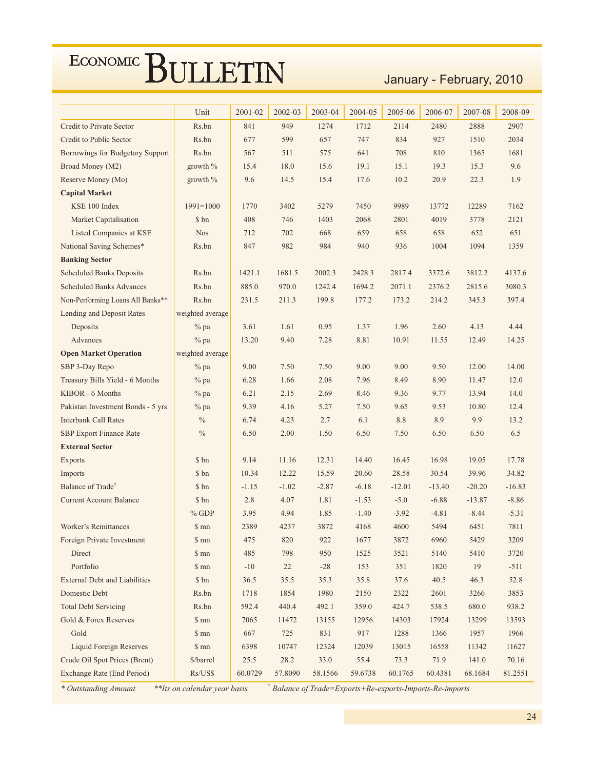| | Unit | 2001-02 | 2002-03 | 2003-04 | 2004-05 | 2005-06 | 2006-07 | 2007-08 | 2008-09 |
|---|---|---|---|---|---|---|---|---|---|
| Credit to Private Sector | Rs.bn | 841 | 949 | 1274 | 1712 | 2114 | 2480 | 2888 | 2907 |
| Credit to Public Sector | Rs.bn | 677 | 599 | 657 | 747 | 834 | 927 | 1510 | 2034 |
| Borrowings for Budgetary Support | Rs.bn | 567 | 511 | 575 | 641 | 708 | 810 | 1365 | 1681 |
| Broad Money (M2) | growth % | 15.4 | 18.0 | 15.6 | 19.1 | 15.1 | 19.3 | 15.3 | 9.6 |
| Reserve Money (Mo) | growth % | 9.6 | 14.5 | 15.4 | 17.6 | 10.2 | 20.9 | 22.3 | 1.9 |
| **Capital Market** | | | | | | | | | |
| KSE 100 Index | 1991=1000 | 1770 | 3402 | 5279 | 7450 | 9989 | 13772 | 12289 | 7162 |
| Market Capitalisation | $ bn | 408 | 746 | 1403 | 2068 | 2801 | 4019 | 3778 | 2121 |
| Listed Companies at KSE | Nos | 712 | 702 | 668 | 659 | 658 | 658 | 652 | 651 |
| National Saving Schemes* | Rs.bn | 847 | 982 | 984 | 940 | 936 | 1004 | 1094 | 1359 |
| **Banking Sector** | | | | | | | | | |
| Scheduled Banks Deposits | Rs.bn | 1421.1 | 1681.5 | 2002.3 | 2428.3 | 2817.4 | 3372.6 | 3812.2 | 4137.6 |
| Scheduled Banks Advances | Rs.bn | 885.0 | 970.0 | 1242.4 | 1694.2 | 2071.1 | 2376.2 | 2815.6 | 3080.3 |
| Non-Performing Loans All Banks** | Rs.bn | 231.5 | 211.3 | 199.8 | 177.2 | 173.2 | 214.2 | 345.3 | 397.4 |
| Lending and Deposit Rates | weighted average | | | | | | | | |
| Deposits | % pa | 3.61 | 1.61 | 0.95 | 1.37 | 1.96 | 2.60 | 4.13 | 4.44 |
| Advances | % pa | 13.20 | 9.40 | 7.28 | 8.81 | 10.91 | 11.55 | 12.49 | 14.25 |
| **Open Market Operation** | weighted average | | | | | | | | |
| SBP 3-Day Repo | % pa | 9.00 | 7.50 | 7.50 | 9.00 | 9.00 | 9.50 | 12.00 | 14.00 |
| Treasury Bills Yield - 6 Months | % pa | 6.28 | 1.66 | 2.08 | 7.96 | 8.49 | 8.90 | 11.47 | 12.0 |
| KIBOR - 6 Months | % pa | 6.21 | 2.15 | 2.69 | 8.46 | 9.36 | 9.77 | 13.94 | 14.0 |
| Pakistan Investment Bonds - 5 yrs | % pa | 9.39 | 4.16 | 5.27 | 7.50 | 9.65 | 9.53 | 10.80 | 12.4 |
| Interbank Call Rates | % | 6.74 | 4.23 | 2.7 | 6.1 | 8.8 | 8.9 | 9.9 | 13.2 |
| SBP Export Finance Rate | % | 6.50 | 2.00 | 1.50 | 6.50 | 7.50 | 6.50 | 6.50 | 6.5 |
| **External Sector** | | | | | | | | | |
| Exports | $ bn | 9.14 | 11.16 | 12.31 | 14.40 | 16.45 | 16.98 | 19.05 | 17.78 |
| Imports | $ bn | 10.34 | 12.22 | 15.59 | 20.60 | 28.58 | 30.54 | 39.96 | 34.82 |
| Balance of Trade† | $ bn | -1.15 | -1.02 | -2.87 | -6.18 | -12.01 | -13.40 | -20.20 | -16.83 |
| Current Account Balance | $ bn | 2.8 | 4.07 | 1.81 | -1.53 | -5.0 | -6.88 | -13.87 | -8.86 |
| | % GDP | 3.95 | 4.94 | 1.85 | -1.40 | -3.92 | -4.81 | -8.44 | -5.31 |
| Worker's Remittances | $ mn | 2389 | 4237 | 3872 | 4168 | 4600 | 5494 | 6451 | 7811 |
| Foreign Private Investment | $ mn | 475 | 820 | 922 | 1677 | 3872 | 6960 | 5429 | 3209 |
| Direct | $ mn | 485 | 798 | 950 | 1525 | 3521 | 5140 | 5410 | 3720 |
| Portfolio | $ mn | -10 | 22 | -28 | 153 | 351 | 1820 | 19 | -511 |
| External Debt and Liabilities | $ bn | 36.5 | 35.5 | 35.3 | 35.8 | 37.6 | 40.5 | 46.3 | 52.8 |
| Domestic Debt | Rs.bn | 1718 | 1854 | 1980 | 2150 | 2322 | 2601 | 3266 | 3853 |
| Total Debt Servicing | Rs.bn | 592.4 | 440.4 | 492.1 | 359.0 | 424.7 | 538.5 | 680.0 | 938.2 |
| Gold & Forex Reserves | $ mn | 7065 | 11472 | 13155 | 12956 | 14303 | 17924 | 13299 | 13593 |
| Gold | $ mn | 667 | 725 | 831 | 917 | 1288 | 1366 | 1957 | 1966 |
| Liquid Foreign Reserves | $ mn | 6398 | 10747 | 12324 | 12039 | 13015 | 16558 | 11342 | 11627 |
| Crude Oil Spot Prices (Brent) | $/barrel | 25.5 | 28.2 | 33.0 | 55.4 | 73.3 | 71.9 | 141.0 | 70.16 |
| Exchange Rate (End Period) | Rs/US$ | 60.0729 | 57.8090 | 58.1566 | 59.6738 | 60.1765 | 60.4381 | 68.1684 | 81.2551 |

*\* Outstanding Amount* &nbsp;&nbsp; *\*\*Its on calendar year basis* &nbsp;&nbsp; *† Balance of Trade=Exports+Re-exports-Imports-Re-imports*